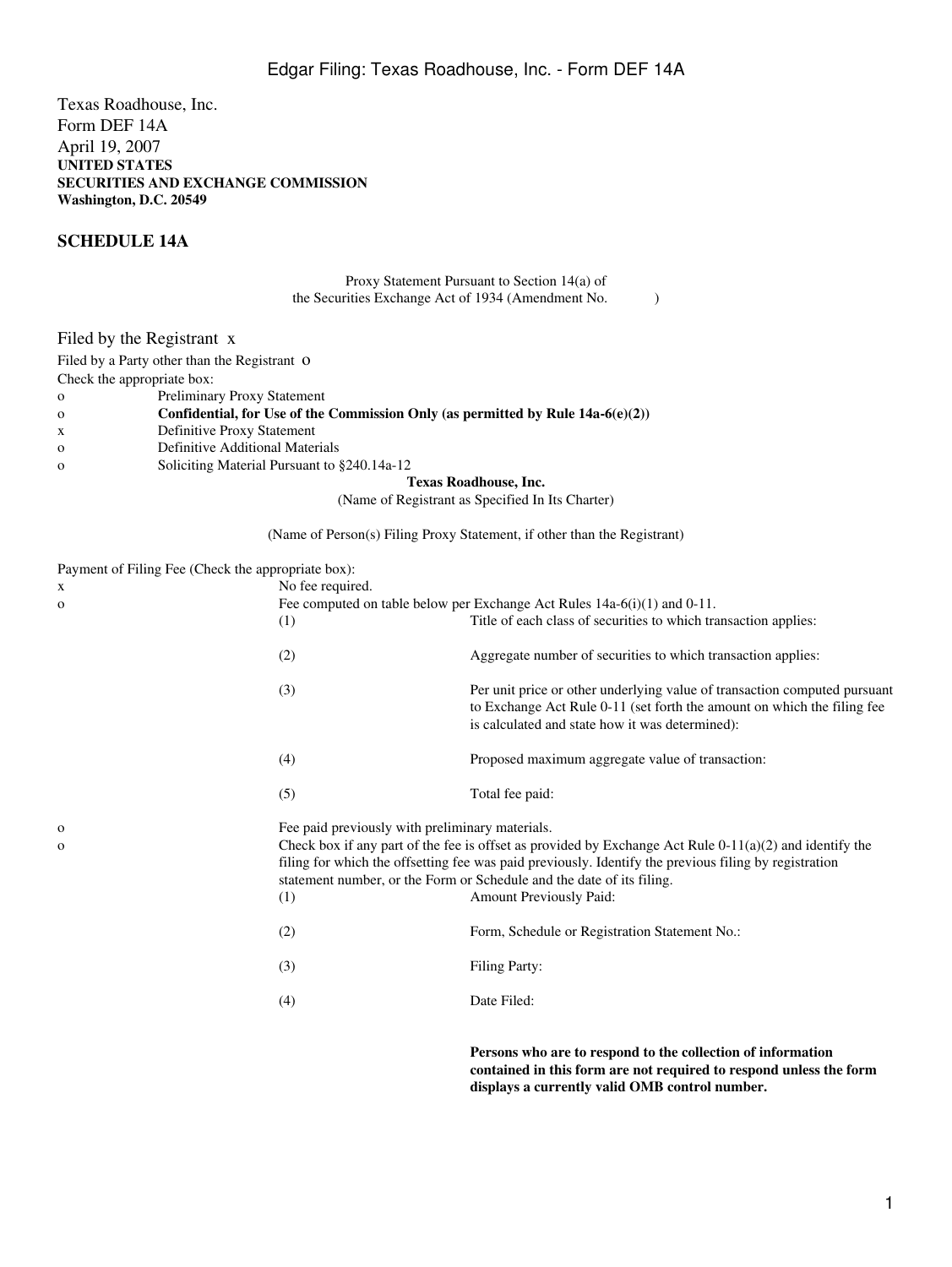Texas Roadhouse, Inc.
Form DEF 14A
April 19, 2007

**UNITED STATES**
**SECURITIES AND EXCHANGE COMMISSION**
**Washington, D.C. 20549**

## SCHEDULE 14A

Proxy Statement Pursuant to Section 14(a) of
the Securities Exchange Act of 1934 (Amendment No. )

Filed by the Registrant x
Filed by a Party other than the Registrant o
Check the appropriate box:

o Preliminary Proxy Statement
o **Confidential, for Use of the Commission Only (as permitted by Rule 14a-6(e)(2))**
x Definitive Proxy Statement
o Definitive Additional Materials
o Soliciting Material Pursuant to §240.14a-12

**Texas Roadhouse, Inc.**
(Name of Registrant as Specified In Its Charter)

(Name of Person(s) Filing Proxy Statement, if other than the Registrant)

Payment of Filing Fee (Check the appropriate box):

x No fee required.
o Fee computed on table below per Exchange Act Rules 14a-6(i)(1) and 0-11.

(1) Title of each class of securities to which transaction applies:

(2) Aggregate number of securities to which transaction applies:

(3) Per unit price or other underlying value of transaction computed pursuant to Exchange Act Rule 0-11 (set forth the amount on which the filing fee is calculated and state how it was determined):

(4) Proposed maximum aggregate value of transaction:

(5) Total fee paid:

o Fee paid previously with preliminary materials.
o Check box if any part of the fee is offset as provided by Exchange Act Rule 0-11(a)(2) and identify the filing for which the offsetting fee was paid previously. Identify the previous filing by registration statement number, or the Form or Schedule and the date of its filing.

(1) Amount Previously Paid:

(2) Form, Schedule or Registration Statement No.:

(3) Filing Party:

(4) Date Filed:

**Persons who are to respond to the collection of information contained in this form are not required to respond unless the form displays a currently valid OMB control number.**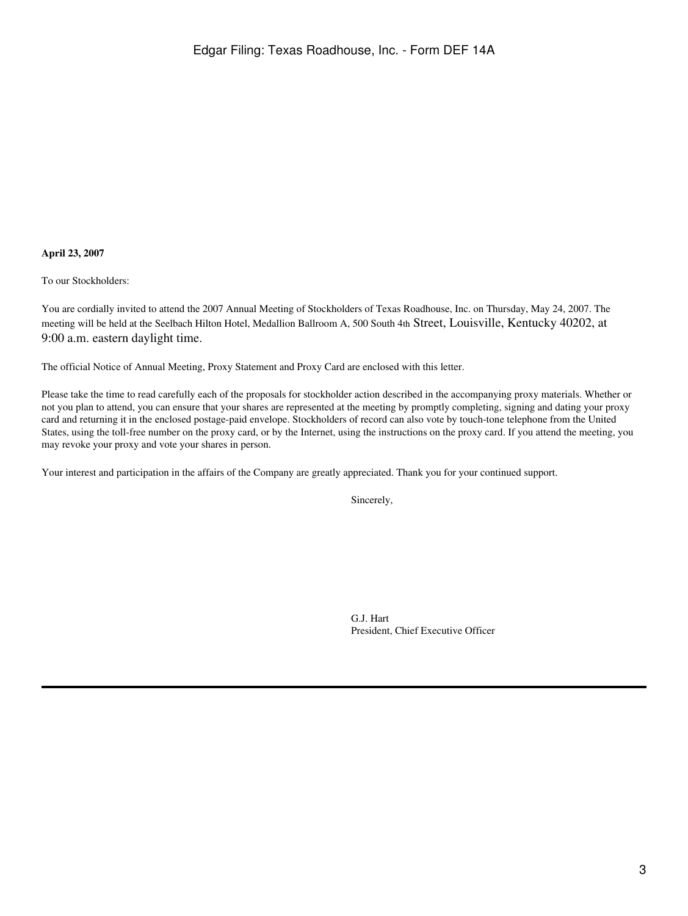**April 23, 2007**

To our Stockholders:

You are cordially invited to attend the 2007 Annual Meeting of Stockholders of Texas Roadhouse, Inc. on Thursday, May 24, 2007. The meeting will be held at the Seelbach Hilton Hotel, Medallion Ballroom A, 500 South 4th Street, Louisville, Kentucky 40202, at 9:00 a.m. eastern daylight time.

The official Notice of Annual Meeting, Proxy Statement and Proxy Card are enclosed with this letter.

Please take the time to read carefully each of the proposals for stockholder action described in the accompanying proxy materials. Whether or not you plan to attend, you can ensure that your shares are represented at the meeting by promptly completing, signing and dating your proxy card and returning it in the enclosed postage-paid envelope. Stockholders of record can also vote by touch-tone telephone from the United States, using the toll-free number on the proxy card, or by the Internet, using the instructions on the proxy card. If you attend the meeting, you may revoke your proxy and vote your shares in person.

Your interest and participation in the affairs of the Company are greatly appreciated. Thank you for your continued support.

Sincerely,

G.J. Hart
President, Chief Executive Officer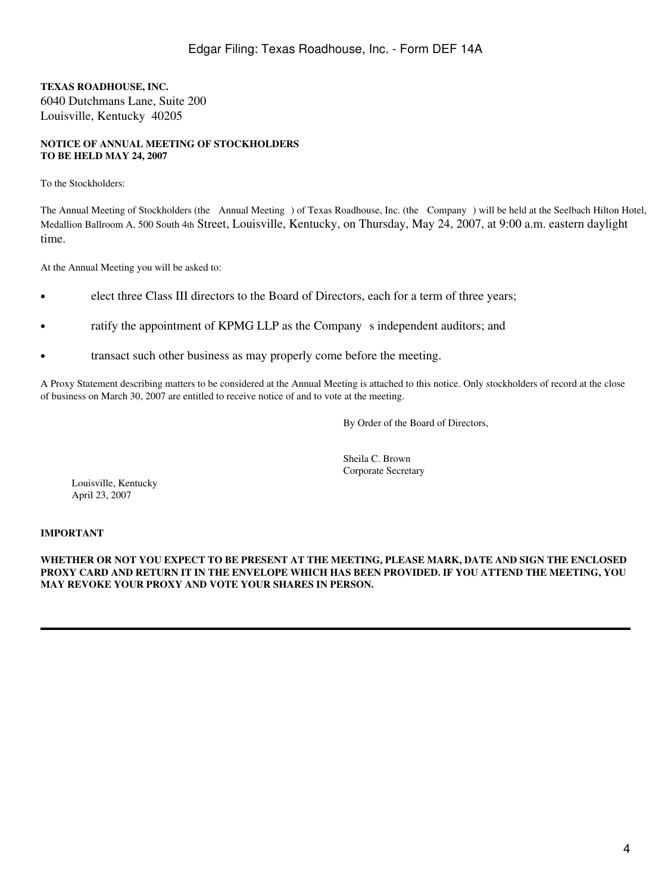**TEXAS ROADHOUSE, INC.**
6040 Dutchmans Lane, Suite 200
Louisville, Kentucky 40205

**NOTICE OF ANNUAL MEETING OF STOCKHOLDERS**
**TO BE HELD MAY 24, 2007**

To the Stockholders:

The Annual Meeting of Stockholders (the Annual Meeting ) of Texas Roadhouse, Inc. (the Company ) will be held at the Seelbach Hilton Hotel, Medallion Ballroom A, 500 South 4th Street, Louisville, Kentucky, on Thursday, May 24, 2007, at 9:00 a.m. eastern daylight time.

At the Annual Meeting you will be asked to:

- elect three Class III directors to the Board of Directors, each for a term of three years;
- ratify the appointment of KPMG LLP as the Company s independent auditors; and
- transact such other business as may properly come before the meeting.

A Proxy Statement describing matters to be considered at the Annual Meeting is attached to this notice. Only stockholders of record at the close of business on March 30, 2007 are entitled to receive notice of and to vote at the meeting.

By Order of the Board of Directors,

Sheila C. Brown
Corporate Secretary

Louisville, Kentucky
April 23, 2007

**IMPORTANT**

**WHETHER OR NOT YOU EXPECT TO BE PRESENT AT THE MEETING, PLEASE MARK, DATE AND SIGN THE ENCLOSED PROXY CARD AND RETURN IT IN THE ENVELOPE WHICH HAS BEEN PROVIDED. IF YOU ATTEND THE MEETING, YOU MAY REVOKE YOUR PROXY AND VOTE YOUR SHARES IN PERSON.**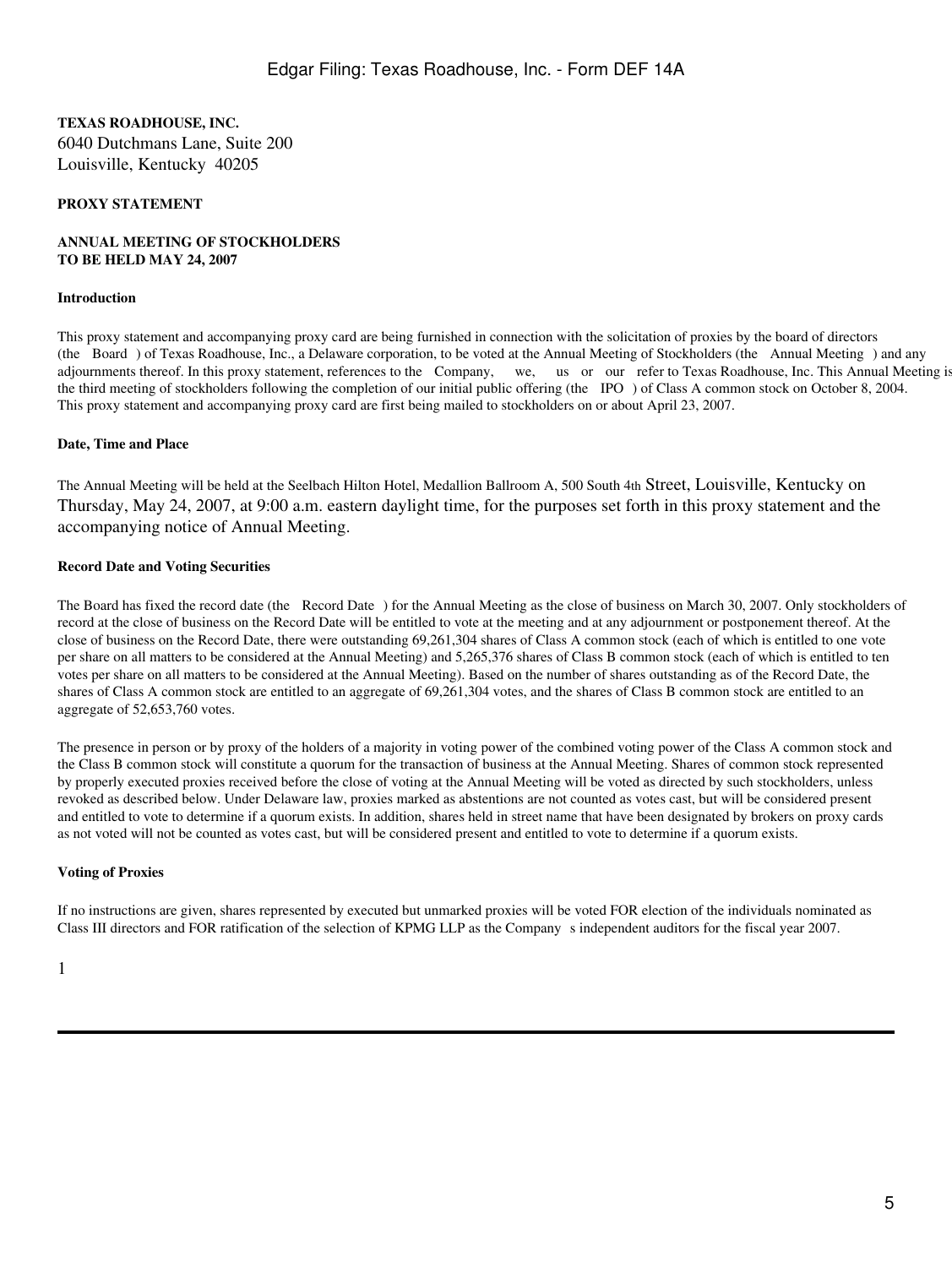**TEXAS ROADHOUSE, INC.**
6040 Dutchmans Lane, Suite 200
Louisville, Kentucky 40205

**PROXY STATEMENT**

**ANNUAL MEETING OF STOCKHOLDERS**
**TO BE HELD MAY 24, 2007**

**Introduction**

This proxy statement and accompanying proxy card are being furnished in connection with the solicitation of proxies by the board of directors (the Board ) of Texas Roadhouse, Inc., a Delaware corporation, to be voted at the Annual Meeting of Stockholders (the Annual Meeting ) and any adjournments thereof. In this proxy statement, references to the Company, we, us or our refer to Texas Roadhouse, Inc. This Annual Meeting is the third meeting of stockholders following the completion of our initial public offering (the IPO ) of Class A common stock on October 8, 2004. This proxy statement and accompanying proxy card are first being mailed to stockholders on or about April 23, 2007.

**Date, Time and Place**

The Annual Meeting will be held at the Seelbach Hilton Hotel, Medallion Ballroom A, 500 South 4th Street, Louisville, Kentucky on Thursday, May 24, 2007, at 9:00 a.m. eastern daylight time, for the purposes set forth in this proxy statement and the accompanying notice of Annual Meeting.

**Record Date and Voting Securities**

The Board has fixed the record date (the Record Date ) for the Annual Meeting as the close of business on March 30, 2007. Only stockholders of record at the close of business on the Record Date will be entitled to vote at the meeting and at any adjournment or postponement thereof. At the close of business on the Record Date, there were outstanding 69,261,304 shares of Class A common stock (each of which is entitled to one vote per share on all matters to be considered at the Annual Meeting) and 5,265,376 shares of Class B common stock (each of which is entitled to ten votes per share on all matters to be considered at the Annual Meeting). Based on the number of shares outstanding as of the Record Date, the shares of Class A common stock are entitled to an aggregate of 69,261,304 votes, and the shares of Class B common stock are entitled to an aggregate of 52,653,760 votes.

The presence in person or by proxy of the holders of a majority in voting power of the combined voting power of the Class A common stock and the Class B common stock will constitute a quorum for the transaction of business at the Annual Meeting. Shares of common stock represented by properly executed proxies received before the close of voting at the Annual Meeting will be voted as directed by such stockholders, unless revoked as described below. Under Delaware law, proxies marked as abstentions are not counted as votes cast, but will be considered present and entitled to vote to determine if a quorum exists. In addition, shares held in street name that have been designated by brokers on proxy cards as not voted will not be counted as votes cast, but will be considered present and entitled to vote to determine if a quorum exists.

**Voting of Proxies**

If no instructions are given, shares represented by executed but unmarked proxies will be voted FOR election of the individuals nominated as Class III directors and FOR ratification of the selection of KPMG LLP as the Company s independent auditors for the fiscal year 2007.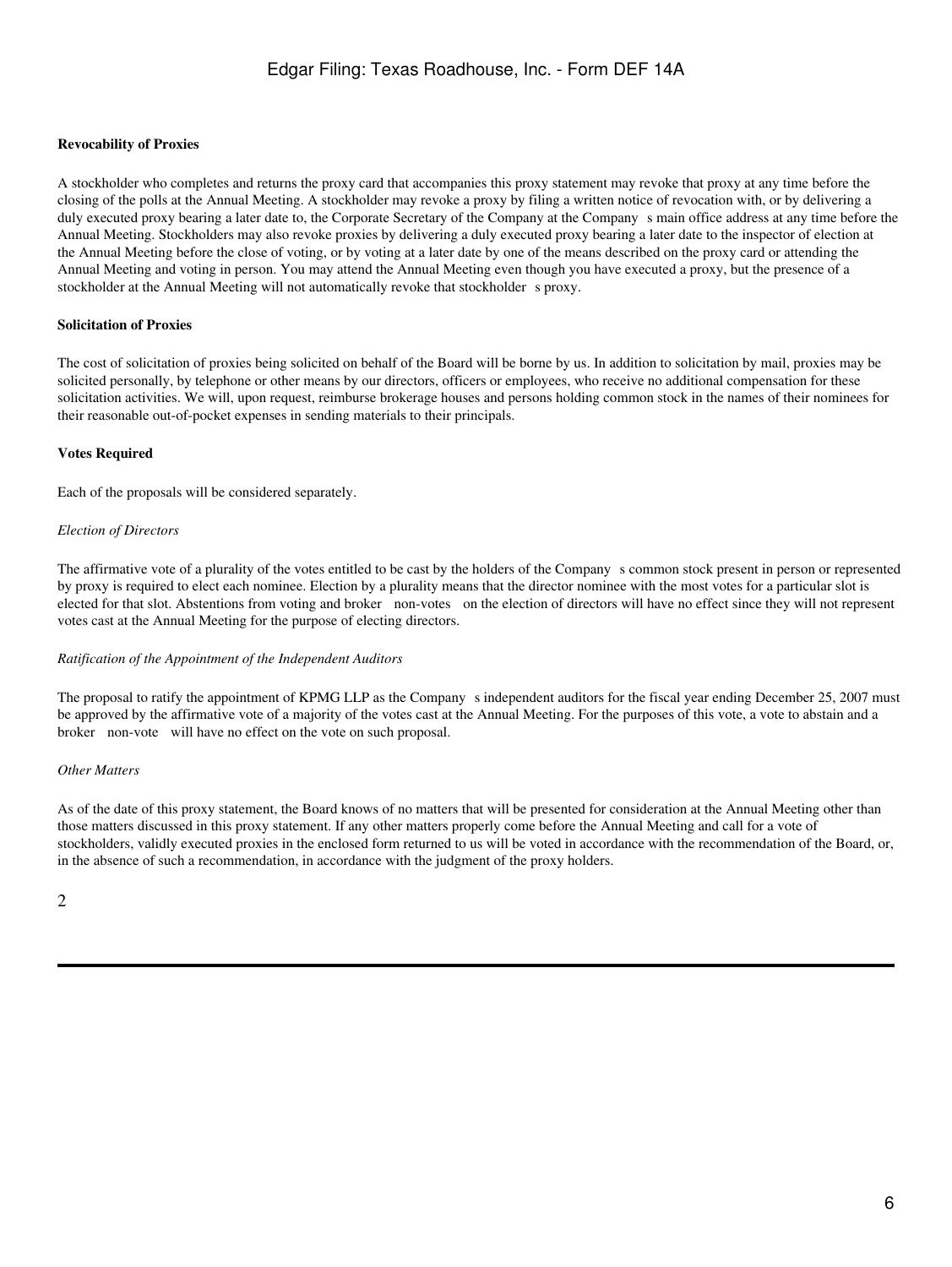**Revocability of Proxies**

A stockholder who completes and returns the proxy card that accompanies this proxy statement may revoke that proxy at any time before the closing of the polls at the Annual Meeting. A stockholder may revoke a proxy by filing a written notice of revocation with, or by delivering a duly executed proxy bearing a later date to, the Corporate Secretary of the Company at the Company s main office address at any time before the Annual Meeting. Stockholders may also revoke proxies by delivering a duly executed proxy bearing a later date to the inspector of election at the Annual Meeting before the close of voting, or by voting at a later date by one of the means described on the proxy card or attending the Annual Meeting and voting in person. You may attend the Annual Meeting even though you have executed a proxy, but the presence of a stockholder at the Annual Meeting will not automatically revoke that stockholder s proxy.

**Solicitation of Proxies**

The cost of solicitation of proxies being solicited on behalf of the Board will be borne by us. In addition to solicitation by mail, proxies may be solicited personally, by telephone or other means by our directors, officers or employees, who receive no additional compensation for these solicitation activities. We will, upon request, reimburse brokerage houses and persons holding common stock in the names of their nominees for their reasonable out-of-pocket expenses in sending materials to their principals.

**Votes Required**

Each of the proposals will be considered separately.

*Election of Directors*

The affirmative vote of a plurality of the votes entitled to be cast by the holders of the Company s common stock present in person or represented by proxy is required to elect each nominee. Election by a plurality means that the director nominee with the most votes for a particular slot is elected for that slot. Abstentions from voting and broker non-votes on the election of directors will have no effect since they will not represent votes cast at the Annual Meeting for the purpose of electing directors.

*Ratification of the Appointment of the Independent Auditors*

The proposal to ratify the appointment of KPMG LLP as the Company s independent auditors for the fiscal year ending December 25, 2007 must be approved by the affirmative vote of a majority of the votes cast at the Annual Meeting. For the purposes of this vote, a vote to abstain and a broker non-vote will have no effect on the vote on such proposal.

*Other Matters*

As of the date of this proxy statement, the Board knows of no matters that will be presented for consideration at the Annual Meeting other than those matters discussed in this proxy statement. If any other matters properly come before the Annual Meeting and call for a vote of stockholders, validly executed proxies in the enclosed form returned to us will be voted in accordance with the recommendation of the Board, or, in the absence of such a recommendation, in accordance with the judgment of the proxy holders.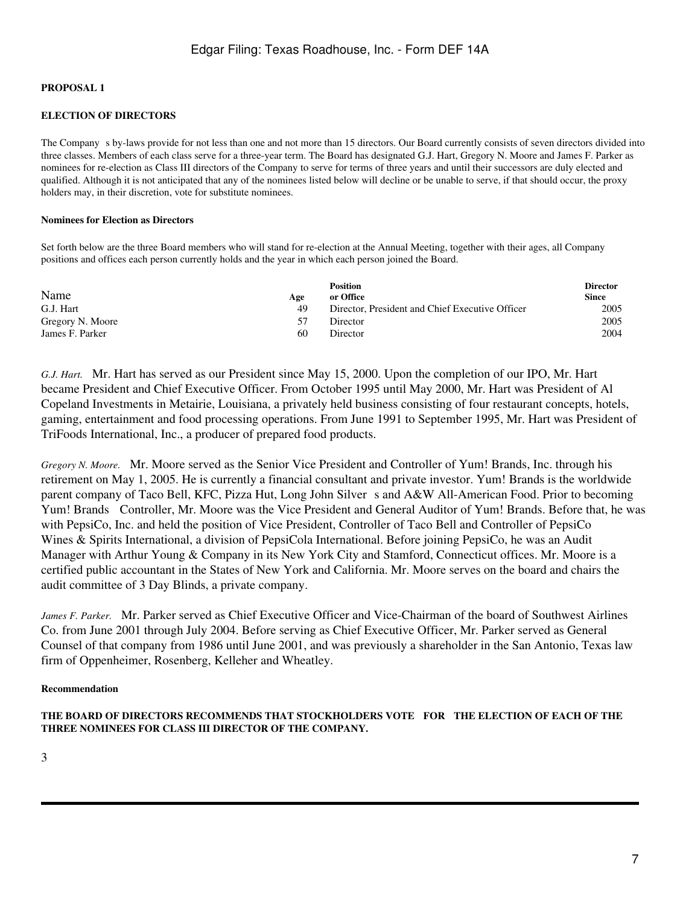## PROPOSAL 1

## ELECTION OF DIRECTORS

The Company s by-laws provide for not less than one and not more than 15 directors. Our Board currently consists of seven directors divided into three classes. Members of each class serve for a three-year term. The Board has designated G.J. Hart, Gregory N. Moore and James F. Parker as nominees for re-election as Class III directors of the Company to serve for terms of three years and until their successors are duly elected and qualified. Although it is not anticipated that any of the nominees listed below will decline or be unable to serve, if that should occur, the proxy holders may, in their discretion, vote for substitute nominees.

### Nominees for Election as Directors

Set forth below are the three Board members who will stand for re-election at the Annual Meeting, together with their ages, all Company positions and offices each person currently holds and the year in which each person joined the Board.

| Name | Age | Position or Office | Director Since |
|---|---|---|---|
| G.J. Hart | 49 | Director, President and Chief Executive Officer | 2005 |
| Gregory N. Moore | 57 | Director | 2005 |
| James F. Parker | 60 | Director | 2004 |

*G.J. Hart.* Mr. Hart has served as our President since May 15, 2000. Upon the completion of our IPO, Mr. Hart became President and Chief Executive Officer. From October 1995 until May 2000, Mr. Hart was President of Al Copeland Investments in Metairie, Louisiana, a privately held business consisting of four restaurant concepts, hotels, gaming, entertainment and food processing operations. From June 1991 to September 1995, Mr. Hart was President of TriFoods International, Inc., a producer of prepared food products.

*Gregory N. Moore.* Mr. Moore served as the Senior Vice President and Controller of Yum! Brands, Inc. through his retirement on May 1, 2005. He is currently a financial consultant and private investor. Yum! Brands is the worldwide parent company of Taco Bell, KFC, Pizza Hut, Long John Silver s and A&W All-American Food. Prior to becoming Yum! Brands Controller, Mr. Moore was the Vice President and General Auditor of Yum! Brands. Before that, he was with PepsiCo, Inc. and held the position of Vice President, Controller of Taco Bell and Controller of PepsiCo Wines & Spirits International, a division of PepsiCola International. Before joining PepsiCo, he was an Audit Manager with Arthur Young & Company in its New York City and Stamford, Connecticut offices. Mr. Moore is a certified public accountant in the States of New York and California. Mr. Moore serves on the board and chairs the audit committee of 3 Day Blinds, a private company.

*James F. Parker.* Mr. Parker served as Chief Executive Officer and Vice-Chairman of the board of Southwest Airlines Co. from June 2001 through July 2004. Before serving as Chief Executive Officer, Mr. Parker served as General Counsel of that company from 1986 until June 2001, and was previously a shareholder in the San Antonio, Texas law firm of Oppenheimer, Rosenberg, Kelleher and Wheatley.

### Recommendation

**THE BOARD OF DIRECTORS RECOMMENDS THAT STOCKHOLDERS VOTE FOR THE ELECTION OF EACH OF THE THREE NOMINEES FOR CLASS III DIRECTOR OF THE COMPANY.**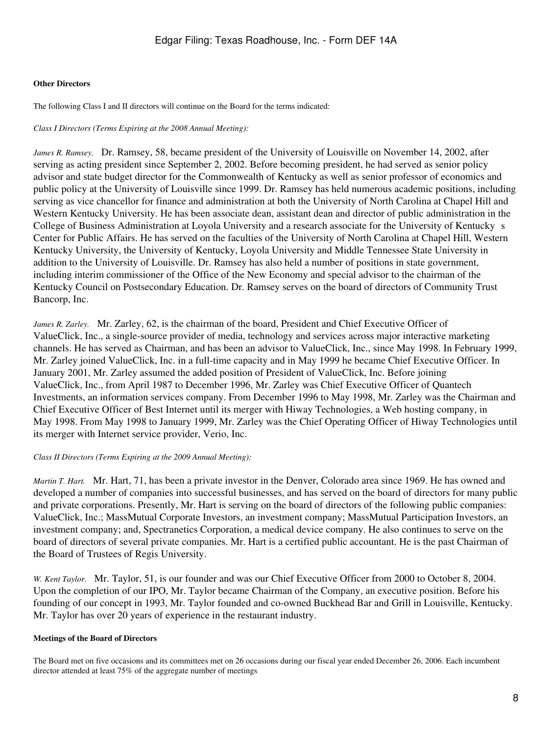**Other Directors**

The following Class I and II directors will continue on the Board for the terms indicated:

*Class I Directors (Terms Expiring at the 2008 Annual Meeting):*

*James R. Ramsey.* Dr. Ramsey, 58, became president of the University of Louisville on November 14, 2002, after serving as acting president since September 2, 2002. Before becoming president, he had served as senior policy advisor and state budget director for the Commonwealth of Kentucky as well as senior professor of economics and public policy at the University of Louisville since 1999. Dr. Ramsey has held numerous academic positions, including serving as vice chancellor for finance and administration at both the University of North Carolina at Chapel Hill and Western Kentucky University. He has been associate dean, assistant dean and director of public administration in the College of Business Administration at Loyola University and a research associate for the University of Kentucky s Center for Public Affairs. He has served on the faculties of the University of North Carolina at Chapel Hill, Western Kentucky University, the University of Kentucky, Loyola University and Middle Tennessee State University in addition to the University of Louisville. Dr. Ramsey has also held a number of positions in state government, including interim commissioner of the Office of the New Economy and special advisor to the chairman of the Kentucky Council on Postsecondary Education. Dr. Ramsey serves on the board of directors of Community Trust Bancorp, Inc.

*James R. Zarley.* Mr. Zarley, 62, is the chairman of the board, President and Chief Executive Officer of ValueClick, Inc., a single-source provider of media, technology and services across major interactive marketing channels. He has served as Chairman, and has been an advisor to ValueClick, Inc., since May 1998. In February 1999, Mr. Zarley joined ValueClick, Inc. in a full-time capacity and in May 1999 he became Chief Executive Officer. In January 2001, Mr. Zarley assumed the added position of President of ValueClick, Inc. Before joining ValueClick, Inc., from April 1987 to December 1996, Mr. Zarley was Chief Executive Officer of Quantech Investments, an information services company. From December 1996 to May 1998, Mr. Zarley was the Chairman and Chief Executive Officer of Best Internet until its merger with Hiway Technologies, a Web hosting company, in May 1998. From May 1998 to January 1999, Mr. Zarley was the Chief Operating Officer of Hiway Technologies until its merger with Internet service provider, Verio, Inc.

*Class II Directors (Terms Expiring at the 2009 Annual Meeting):*

*Martin T. Hart.* Mr. Hart, 71, has been a private investor in the Denver, Colorado area since 1969. He has owned and developed a number of companies into successful businesses, and has served on the board of directors for many public and private corporations. Presently, Mr. Hart is serving on the board of directors of the following public companies: ValueClick, Inc.; MassMutual Corporate Investors, an investment company; MassMutual Participation Investors, an investment company; and, Spectranetics Corporation, a medical device company. He also continues to serve on the board of directors of several private companies. Mr. Hart is a certified public accountant. He is the past Chairman of the Board of Trustees of Regis University.

*W. Kent Taylor.* Mr. Taylor, 51, is our founder and was our Chief Executive Officer from 2000 to October 8, 2004. Upon the completion of our IPO, Mr. Taylor became Chairman of the Company, an executive position. Before his founding of our concept in 1993, Mr. Taylor founded and co-owned Buckhead Bar and Grill in Louisville, Kentucky. Mr. Taylor has over 20 years of experience in the restaurant industry.

**Meetings of the Board of Directors**

The Board met on five occasions and its committees met on 26 occasions during our fiscal year ended December 26, 2006. Each incumbent director attended at least 75% of the aggregate number of meetings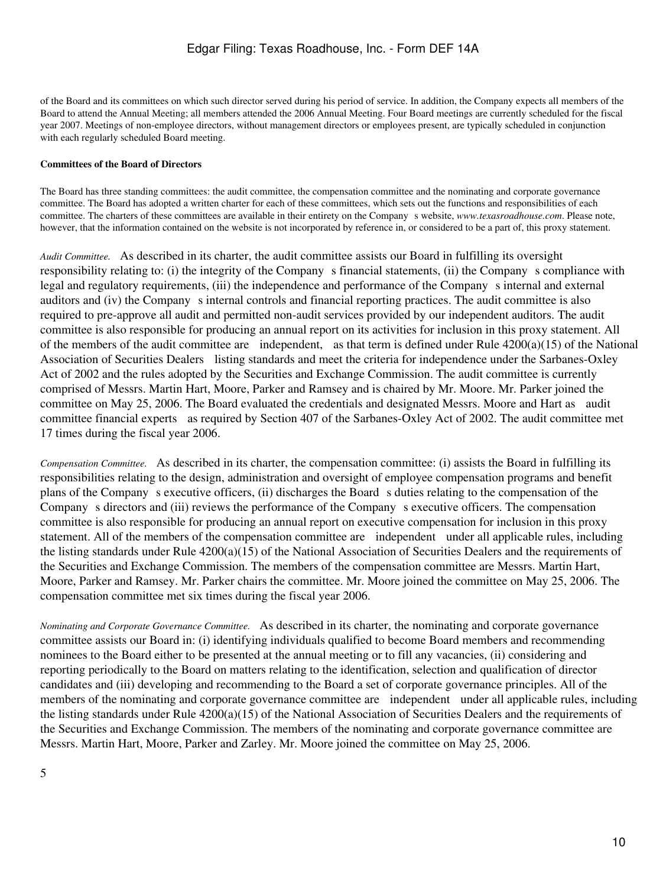of the Board and its committees on which such director served during his period of service. In addition, the Company expects all members of the Board to attend the Annual Meeting; all members attended the 2006 Annual Meeting. Four Board meetings are currently scheduled for the fiscal year 2007. Meetings of non-employee directors, without management directors or employees present, are typically scheduled in conjunction with each regularly scheduled Board meeting.

**Committees of the Board of Directors**

The Board has three standing committees: the audit committee, the compensation committee and the nominating and corporate governance committee. The Board has adopted a written charter for each of these committees, which sets out the functions and responsibilities of each committee. The charters of these committees are available in their entirety on the Company s website, *www.texasroadhouse.com*. Please note, however, that the information contained on the website is not incorporated by reference in, or considered to be a part of, this proxy statement.

*Audit Committee.* As described in its charter, the audit committee assists our Board in fulfilling its oversight responsibility relating to: (i) the integrity of the Company s financial statements, (ii) the Company s compliance with legal and regulatory requirements, (iii) the independence and performance of the Company s internal and external auditors and (iv) the Company s internal controls and financial reporting practices. The audit committee is also required to pre-approve all audit and permitted non-audit services provided by our independent auditors. The audit committee is also responsible for producing an annual report on its activities for inclusion in this proxy statement. All of the members of the audit committee are independent, as that term is defined under Rule 4200(a)(15) of the National Association of Securities Dealers listing standards and meet the criteria for independence under the Sarbanes-Oxley Act of 2002 and the rules adopted by the Securities and Exchange Commission. The audit committee is currently comprised of Messrs. Martin Hart, Moore, Parker and Ramsey and is chaired by Mr. Moore. Mr. Parker joined the committee on May 25, 2006. The Board evaluated the credentials and designated Messrs. Moore and Hart as audit committee financial experts as required by Section 407 of the Sarbanes-Oxley Act of 2002. The audit committee met 17 times during the fiscal year 2006.

*Compensation Committee.* As described in its charter, the compensation committee: (i) assists the Board in fulfilling its responsibilities relating to the design, administration and oversight of employee compensation programs and benefit plans of the Company s executive officers, (ii) discharges the Board s duties relating to the compensation of the Company s directors and (iii) reviews the performance of the Company s executive officers. The compensation committee is also responsible for producing an annual report on executive compensation for inclusion in this proxy statement. All of the members of the compensation committee are independent under all applicable rules, including the listing standards under Rule 4200(a)(15) of the National Association of Securities Dealers and the requirements of the Securities and Exchange Commission. The members of the compensation committee are Messrs. Martin Hart, Moore, Parker and Ramsey. Mr. Parker chairs the committee. Mr. Moore joined the committee on May 25, 2006. The compensation committee met six times during the fiscal year 2006.

*Nominating and Corporate Governance Committee.* As described in its charter, the nominating and corporate governance committee assists our Board in: (i) identifying individuals qualified to become Board members and recommending nominees to the Board either to be presented at the annual meeting or to fill any vacancies, (ii) considering and reporting periodically to the Board on matters relating to the identification, selection and qualification of director candidates and (iii) developing and recommending to the Board a set of corporate governance principles. All of the members of the nominating and corporate governance committee are independent under all applicable rules, including the listing standards under Rule 4200(a)(15) of the National Association of Securities Dealers and the requirements of the Securities and Exchange Commission. The members of the nominating and corporate governance committee are Messrs. Martin Hart, Moore, Parker and Zarley. Mr. Moore joined the committee on May 25, 2006.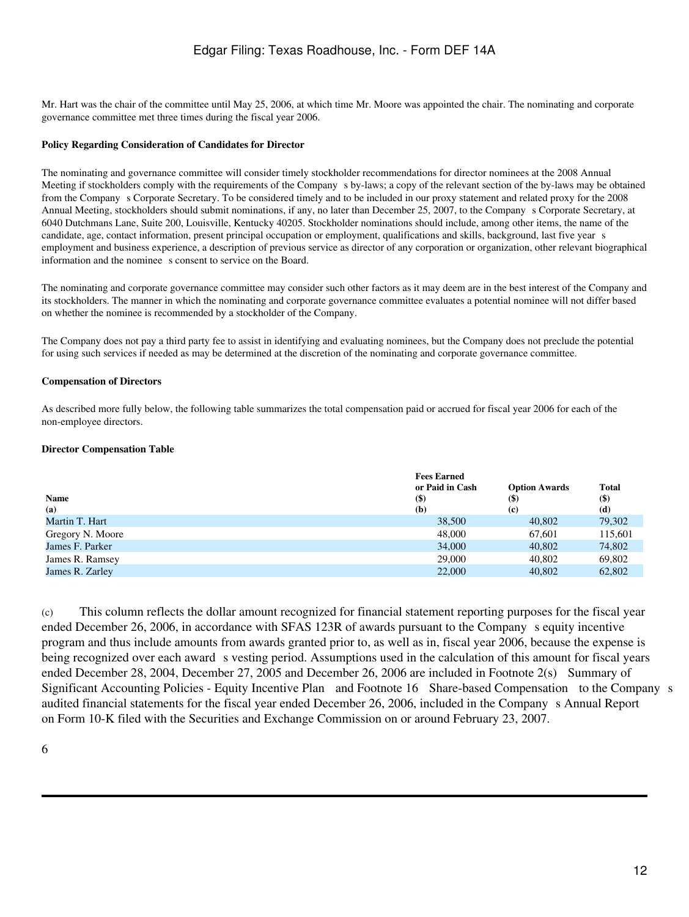Mr. Hart was the chair of the committee until May 25, 2006, at which time Mr. Moore was appointed the chair. The nominating and corporate governance committee met three times during the fiscal year 2006.

**Policy Regarding Consideration of Candidates for Director**

The nominating and governance committee will consider timely stockholder recommendations for director nominees at the 2008 Annual Meeting if stockholders comply with the requirements of the Company s by-laws; a copy of the relevant section of the by-laws may be obtained from the Company s Corporate Secretary. To be considered timely and to be included in our proxy statement and related proxy for the 2008 Annual Meeting, stockholders should submit nominations, if any, no later than December 25, 2007, to the Company s Corporate Secretary, at 6040 Dutchmans Lane, Suite 200, Louisville, Kentucky 40205. Stockholder nominations should include, among other items, the name of the candidate, age, contact information, present principal occupation or employment, qualifications and skills, background, last five year s employment and business experience, a description of previous service as director of any corporation or organization, other relevant biographical information and the nominee s consent to service on the Board.

The nominating and corporate governance committee may consider such other factors as it may deem are in the best interest of the Company and its stockholders. The manner in which the nominating and corporate governance committee evaluates a potential nominee will not differ based on whether the nominee is recommended by a stockholder of the Company.

The Company does not pay a third party fee to assist in identifying and evaluating nominees, but the Company does not preclude the potential for using such services if needed as may be determined at the discretion of the nominating and corporate governance committee.

**Compensation of Directors**

As described more fully below, the following table summarizes the total compensation paid or accrued for fiscal year 2006 for each of the non-employee directors.

**Director Compensation Table**

| Name (a) | Fees Earned or Paid in Cash ($) (b) | Option Awards ($) (c) | Total ($) (d) |
|---|---|---|---|
| Martin T. Hart | 38,500 | 40,802 | 79,302 |
| Gregory N. Moore | 48,000 | 67,601 | 115,601 |
| James F. Parker | 34,000 | 40,802 | 74,802 |
| James R. Ramsey | 29,000 | 40,802 | 69,802 |
| James R. Zarley | 22,000 | 40,802 | 62,802 |

(c) This column reflects the dollar amount recognized for financial statement reporting purposes for the fiscal year ended December 26, 2006, in accordance with SFAS 123R of awards pursuant to the Company s equity incentive program and thus include amounts from awards granted prior to, as well as in, fiscal year 2006, because the expense is being recognized over each award s vesting period. Assumptions used in the calculation of this amount for fiscal years ended December 28, 2004, December 27, 2005 and December 26, 2006 are included in Footnote 2(s) Summary of Significant Accounting Policies - Equity Incentive Plan and Footnote 16 Share-based Compensation to the Company s audited financial statements for the fiscal year ended December 26, 2006, included in the Company s Annual Report on Form 10-K filed with the Securities and Exchange Commission on or around February 23, 2007.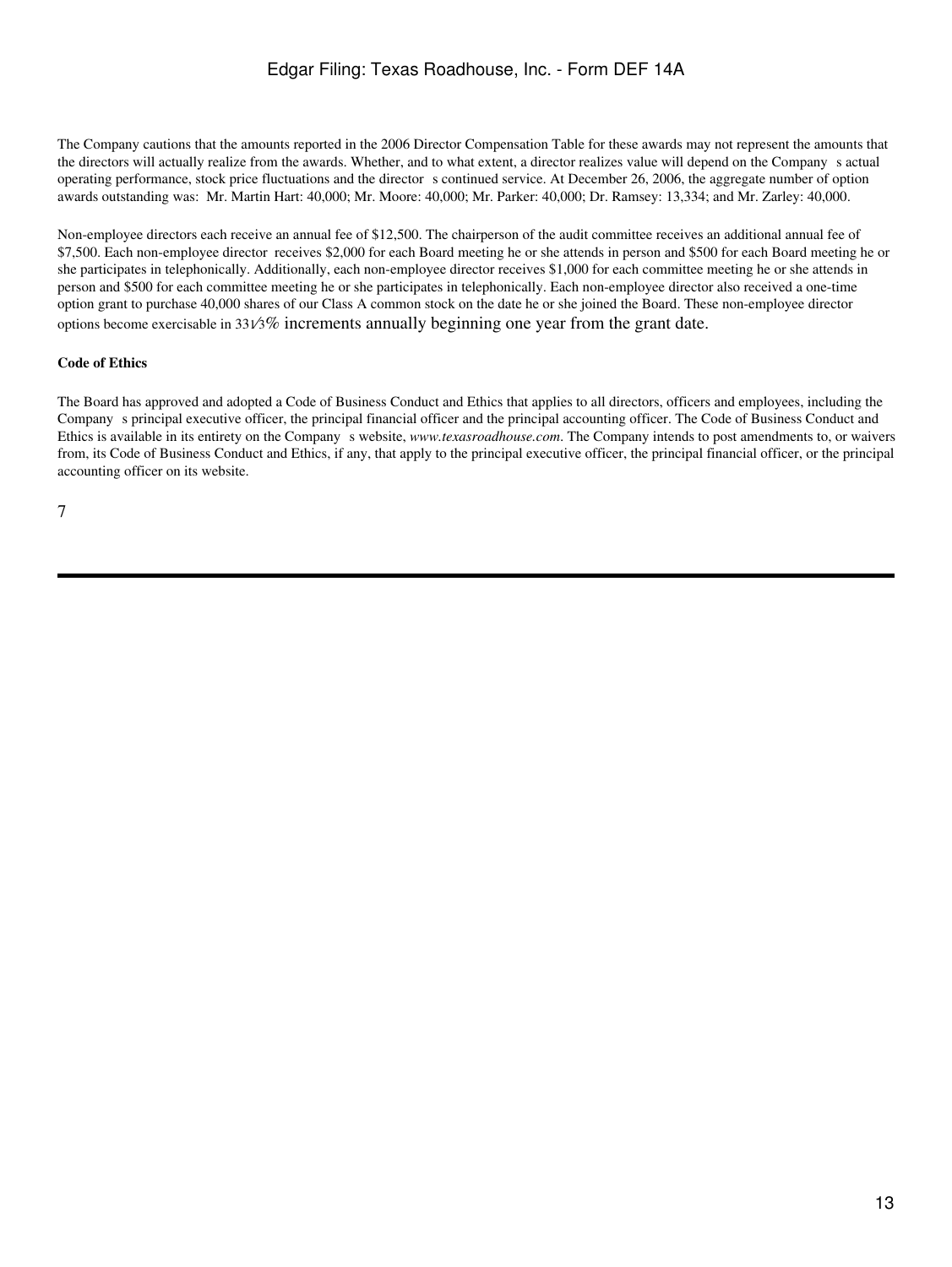The Company cautions that the amounts reported in the 2006 Director Compensation Table for these awards may not represent the amounts that the directors will actually realize from the awards. Whether, and to what extent, a director realizes value will depend on the Company s actual operating performance, stock price fluctuations and the director s continued service. At December 26, 2006, the aggregate number of option awards outstanding was: Mr. Martin Hart: 40,000; Mr. Moore: 40,000; Mr. Parker: 40,000; Dr. Ramsey: 13,334; and Mr. Zarley: 40,000.

Non-employee directors each receive an annual fee of $12,500. The chairperson of the audit committee receives an additional annual fee of $7,500. Each non-employee director receives $2,000 for each Board meeting he or she attends in person and $500 for each Board meeting he or she participates in telephonically. Additionally, each non-employee director receives $1,000 for each committee meeting he or she attends in person and $500 for each committee meeting he or she participates in telephonically. Each non-employee director also received a one-time option grant to purchase 40,000 shares of our Class A common stock on the date he or she joined the Board. These non-employee director options become exercisable in 33⅓% increments annually beginning one year from the grant date.

**Code of Ethics**

The Board has approved and adopted a Code of Business Conduct and Ethics that applies to all directors, officers and employees, including the Company s principal executive officer, the principal financial officer and the principal accounting officer. The Code of Business Conduct and Ethics is available in its entirety on the Company s website, *www.texasroadhouse.com*. The Company intends to post amendments to, or waivers from, its Code of Business Conduct and Ethics, if any, that apply to the principal executive officer, the principal financial officer, or the principal accounting officer on its website.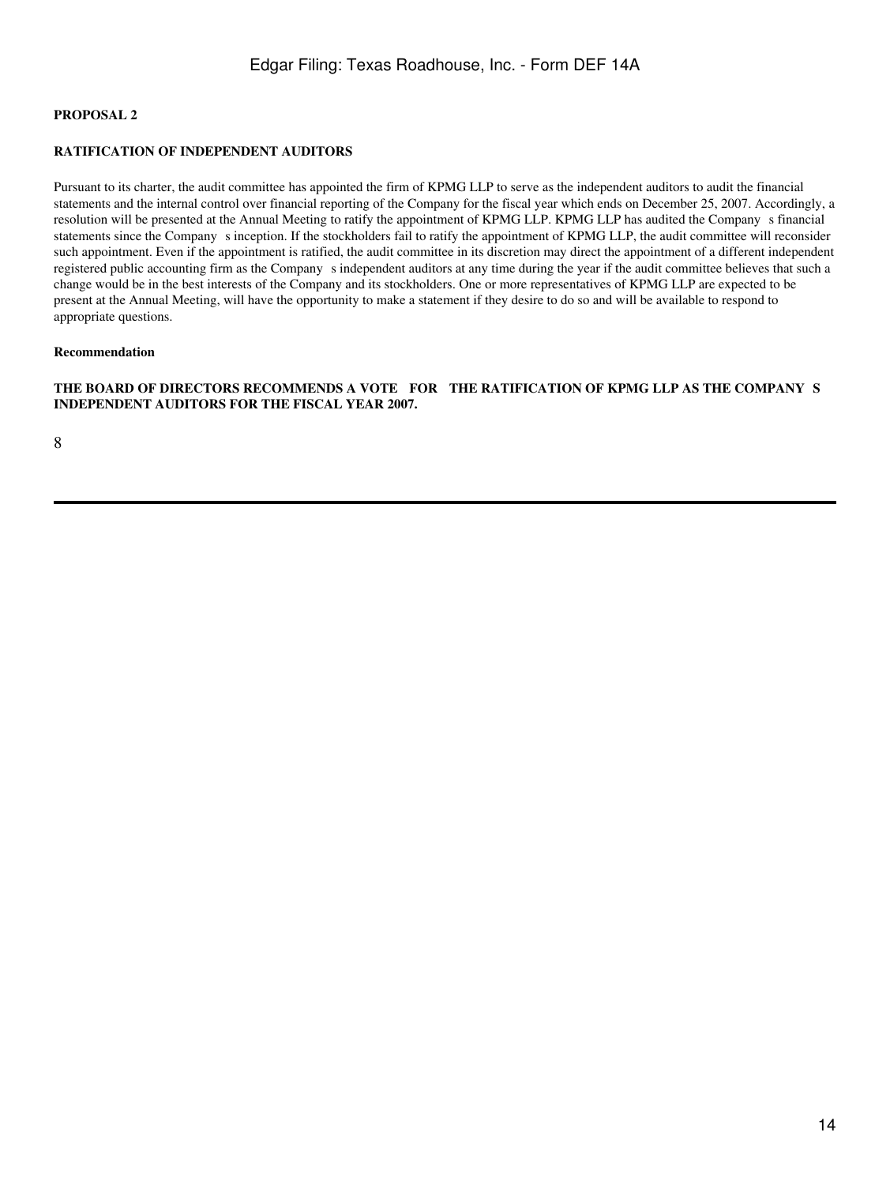**PROPOSAL 2**

**RATIFICATION OF INDEPENDENT AUDITORS**

Pursuant to its charter, the audit committee has appointed the firm of KPMG LLP to serve as the independent auditors to audit the financial statements and the internal control over financial reporting of the Company for the fiscal year which ends on December 25, 2007. Accordingly, a resolution will be presented at the Annual Meeting to ratify the appointment of KPMG LLP. KPMG LLP has audited the Company s financial statements since the Company s inception. If the stockholders fail to ratify the appointment of KPMG LLP, the audit committee will reconsider such appointment. Even if the appointment is ratified, the audit committee in its discretion may direct the appointment of a different independent registered public accounting firm as the Company s independent auditors at any time during the year if the audit committee believes that such a change would be in the best interests of the Company and its stockholders. One or more representatives of KPMG LLP are expected to be present at the Annual Meeting, will have the opportunity to make a statement if they desire to do so and will be available to respond to appropriate questions.

**Recommendation**

**THE BOARD OF DIRECTORS RECOMMENDS A VOTE FOR THE RATIFICATION OF KPMG LLP AS THE COMPANY S INDEPENDENT AUDITORS FOR THE FISCAL YEAR 2007.**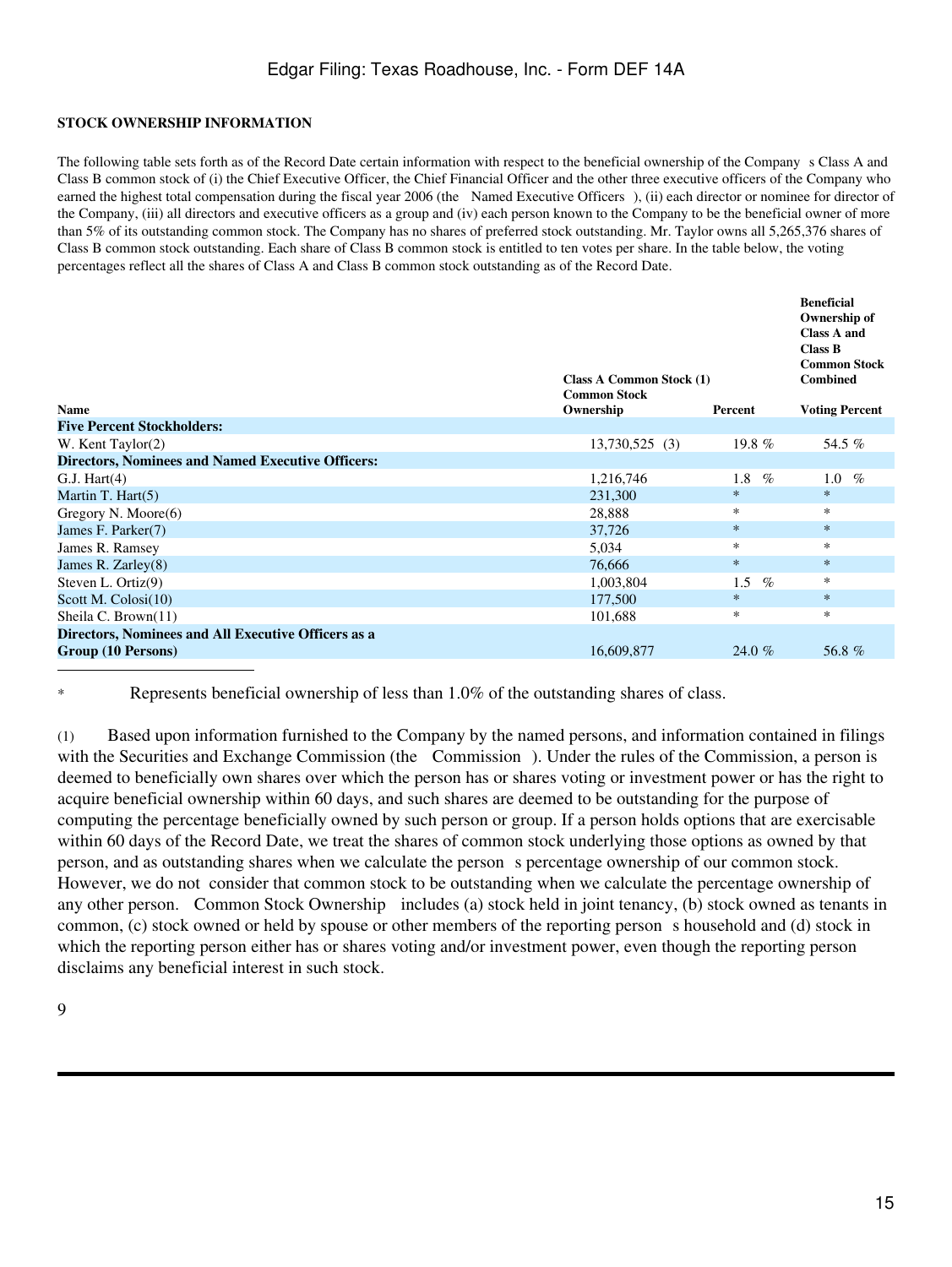**STOCK OWNERSHIP INFORMATION**

The following table sets forth as of the Record Date certain information with respect to the beneficial ownership of the Company s Class A and Class B common stock of (i) the Chief Executive Officer, the Chief Financial Officer and the other three executive officers of the Company who earned the highest total compensation during the fiscal year 2006 (the Named Executive Officers ), (ii) each director or nominee for director of the Company, (iii) all directors and executive officers as a group and (iv) each person known to the Company to be the beneficial owner of more than 5% of its outstanding common stock. The Company has no shares of preferred stock outstanding. Mr. Taylor owns all 5,265,376 shares of Class B common stock outstanding. Each share of Class B common stock is entitled to ten votes per share. In the table below, the voting percentages reflect all the shares of Class A and Class B common stock outstanding as of the Record Date.

| Name | Class A Common Stock (1) Common Stock Ownership | Percent | Beneficial Ownership of Class A and Class B Common Stock Combined Voting Percent |
|---|---|---|---|
| **Five Percent Stockholders:** | | | |
| W. Kent Taylor(2) | 13,730,525 (3) | 19.8 % | 54.5 % |
| **Directors, Nominees and Named Executive Officers:** | | | |
| G.J. Hart(4) | 1,216,746 | 1.8 % | 1.0 % |
| Martin T. Hart(5) | 231,300 | * | * |
| Gregory N. Moore(6) | 28,888 | * | * |
| James F. Parker(7) | 37,726 | * | * |
| James R. Ramsey | 5,034 | * | * |
| James R. Zarley(8) | 76,666 | * | * |
| Steven L. Ortiz(9) | 1,003,804 | 1.5 % | * |
| Scott M. Colosi(10) | 177,500 | * | * |
| Sheila C. Brown(11) | 101,688 | * | * |
| **Directors, Nominees and All Executive Officers as a Group (10 Persons)** | 16,609,877 | 24.0 % | 56.8 % |

\* Represents beneficial ownership of less than 1.0% of the outstanding shares of class.

(1) Based upon information furnished to the Company by the named persons, and information contained in filings with the Securities and Exchange Commission (the Commission ). Under the rules of the Commission, a person is deemed to beneficially own shares over which the person has or shares voting or investment power or has the right to acquire beneficial ownership within 60 days, and such shares are deemed to be outstanding for the purpose of computing the percentage beneficially owned by such person or group. If a person holds options that are exercisable within 60 days of the Record Date, we treat the shares of common stock underlying those options as owned by that person, and as outstanding shares when we calculate the person s percentage ownership of our common stock. However, we do not consider that common stock to be outstanding when we calculate the percentage ownership of any other person. Common Stock Ownership includes (a) stock held in joint tenancy, (b) stock owned as tenants in common, (c) stock owned or held by spouse or other members of the reporting person s household and (d) stock in which the reporting person either has or shares voting and/or investment power, even though the reporting person disclaims any beneficial interest in such stock.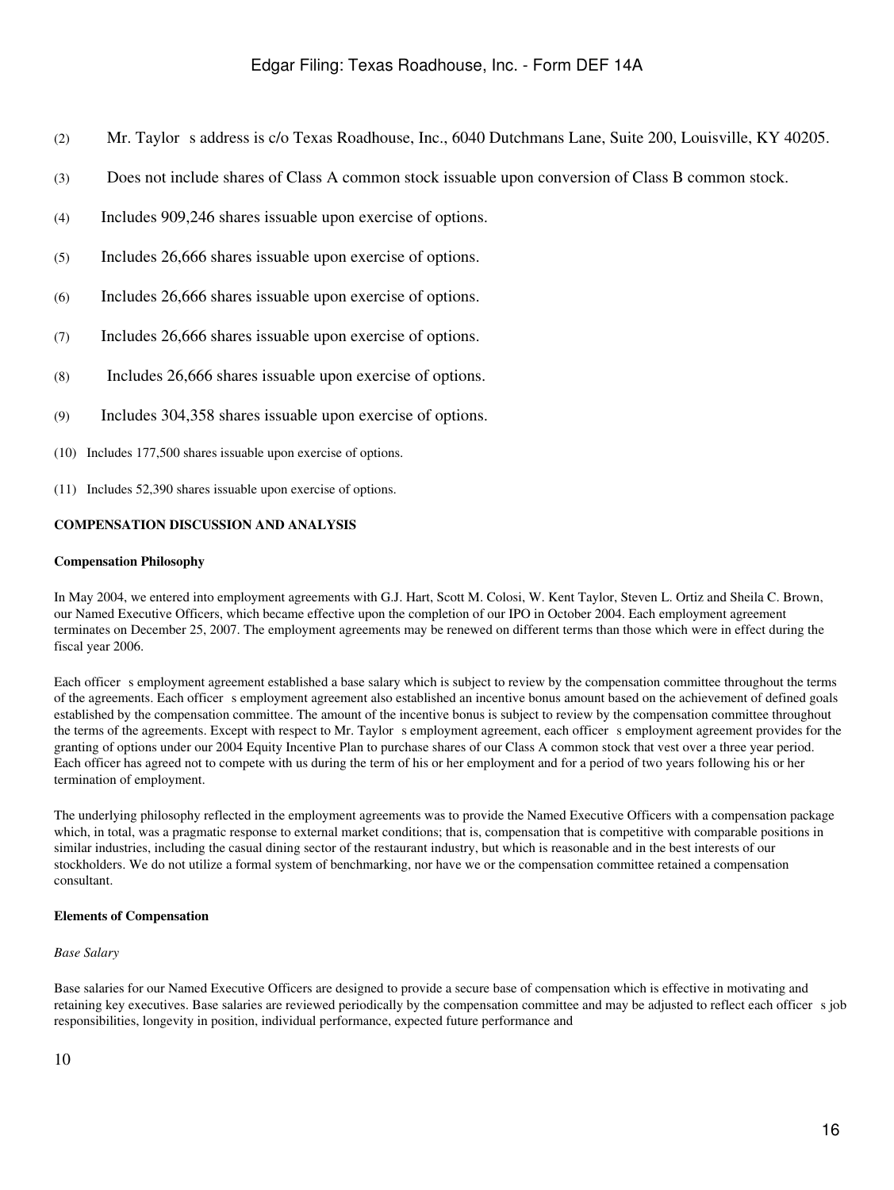(2) Mr. Taylor s address is c/o Texas Roadhouse, Inc., 6040 Dutchmans Lane, Suite 200, Louisville, KY 40205.

(3) Does not include shares of Class A common stock issuable upon conversion of Class B common stock.

(4) Includes 909,246 shares issuable upon exercise of options.

(5) Includes 26,666 shares issuable upon exercise of options.

(6) Includes 26,666 shares issuable upon exercise of options.

(7) Includes 26,666 shares issuable upon exercise of options.

(8) Includes 26,666 shares issuable upon exercise of options.

(9) Includes 304,358 shares issuable upon exercise of options.

(10) Includes 177,500 shares issuable upon exercise of options.

(11) Includes 52,390 shares issuable upon exercise of options.

## COMPENSATION DISCUSSION AND ANALYSIS

### Compensation Philosophy

In May 2004, we entered into employment agreements with G.J. Hart, Scott M. Colosi, W. Kent Taylor, Steven L. Ortiz and Sheila C. Brown, our Named Executive Officers, which became effective upon the completion of our IPO in October 2004. Each employment agreement terminates on December 25, 2007. The employment agreements may be renewed on different terms than those which were in effect during the fiscal year 2006.

Each officer s employment agreement established a base salary which is subject to review by the compensation committee throughout the terms of the agreements. Each officer s employment agreement also established an incentive bonus amount based on the achievement of defined goals established by the compensation committee. The amount of the incentive bonus is subject to review by the compensation committee throughout the terms of the agreements. Except with respect to Mr. Taylor s employment agreement, each officer s employment agreement provides for the granting of options under our 2004 Equity Incentive Plan to purchase shares of our Class A common stock that vest over a three year period. Each officer has agreed not to compete with us during the term of his or her employment and for a period of two years following his or her termination of employment.

The underlying philosophy reflected in the employment agreements was to provide the Named Executive Officers with a compensation package which, in total, was a pragmatic response to external market conditions; that is, compensation that is competitive with comparable positions in similar industries, including the casual dining sector of the restaurant industry, but which is reasonable and in the best interests of our stockholders. We do not utilize a formal system of benchmarking, nor have we or the compensation committee retained a compensation consultant.

### Elements of Compensation

*Base Salary*

Base salaries for our Named Executive Officers are designed to provide a secure base of compensation which is effective in motivating and retaining key executives. Base salaries are reviewed periodically by the compensation committee and may be adjusted to reflect each officer s job responsibilities, longevity in position, individual performance, expected future performance and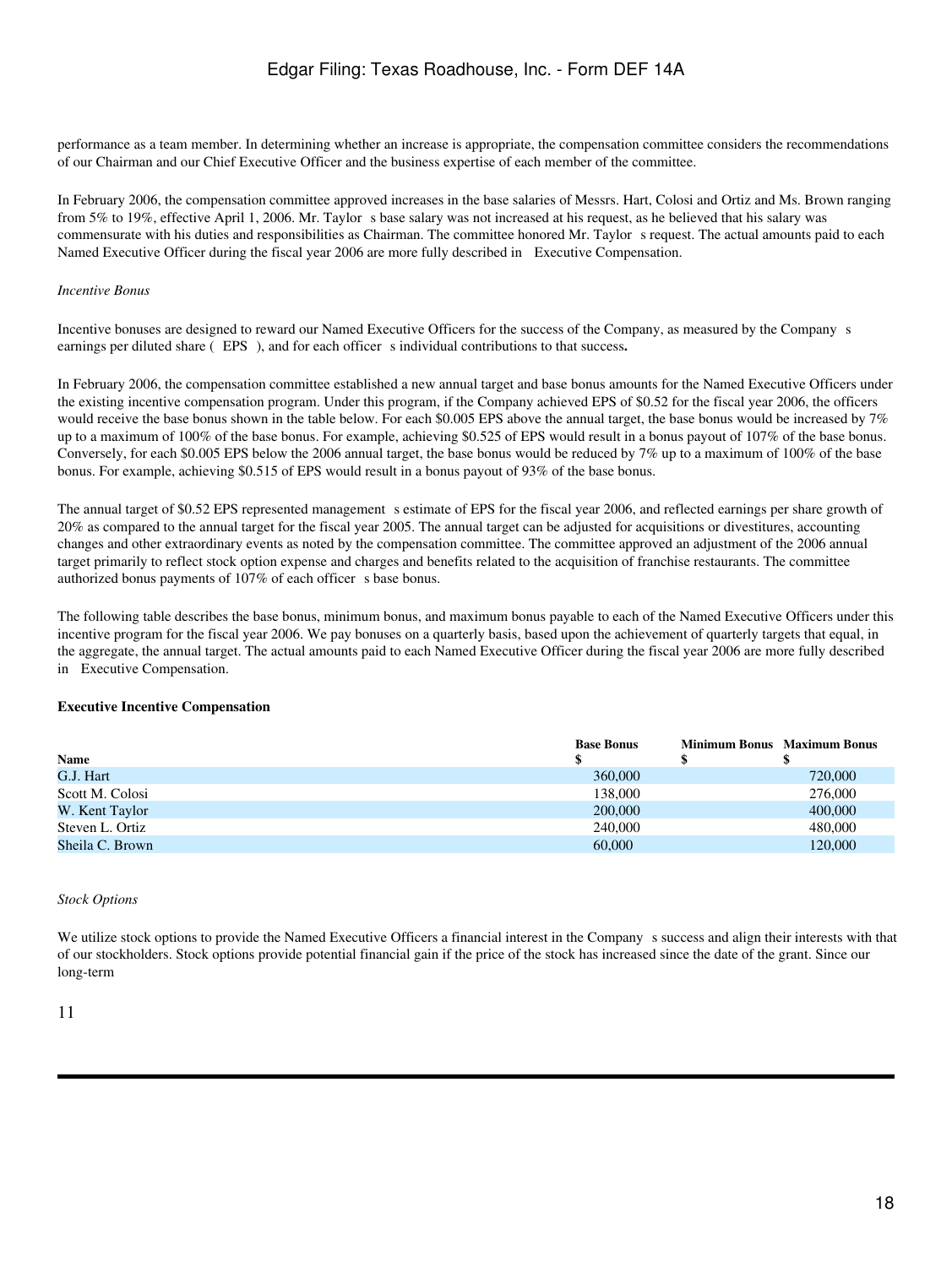performance as a team member. In determining whether an increase is appropriate, the compensation committee considers the recommendations of our Chairman and our Chief Executive Officer and the business expertise of each member of the committee.

In February 2006, the compensation committee approved increases in the base salaries of Messrs. Hart, Colosi and Ortiz and Ms. Brown ranging from 5% to 19%, effective April 1, 2006. Mr. Taylor s base salary was not increased at his request, as he believed that his salary was commensurate with his duties and responsibilities as Chairman. The committee honored Mr. Taylor s request. The actual amounts paid to each Named Executive Officer during the fiscal year 2006 are more fully described in Executive Compensation.

*Incentive Bonus*

Incentive bonuses are designed to reward our Named Executive Officers for the success of the Company, as measured by the Company s earnings per diluted share ( EPS ), and for each officer s individual contributions to that success**.**

In February 2006, the compensation committee established a new annual target and base bonus amounts for the Named Executive Officers under the existing incentive compensation program. Under this program, if the Company achieved EPS of $0.52 for the fiscal year 2006, the officers would receive the base bonus shown in the table below. For each $0.005 EPS above the annual target, the base bonus would be increased by 7% up to a maximum of 100% of the base bonus. For example, achieving $0.525 of EPS would result in a bonus payout of 107% of the base bonus. Conversely, for each $0.005 EPS below the 2006 annual target, the base bonus would be reduced by 7% up to a maximum of 100% of the base bonus. For example, achieving $0.515 of EPS would result in a bonus payout of 93% of the base bonus.

The annual target of $0.52 EPS represented management s estimate of EPS for the fiscal year 2006, and reflected earnings per share growth of 20% as compared to the annual target for the fiscal year 2005. The annual target can be adjusted for acquisitions or divestitures, accounting changes and other extraordinary events as noted by the compensation committee. The committee approved an adjustment of the 2006 annual target primarily to reflect stock option expense and charges and benefits related to the acquisition of franchise restaurants. The committee authorized bonus payments of 107% of each officer s base bonus.

The following table describes the base bonus, minimum bonus, and maximum bonus payable to each of the Named Executive Officers under this incentive program for the fiscal year 2006. We pay bonuses on a quarterly basis, based upon the achievement of quarterly targets that equal, in the aggregate, the annual target. The actual amounts paid to each Named Executive Officer during the fiscal year 2006 are more fully described in Executive Compensation.

**Executive Incentive Compensation**

| Name | Base Bonus $ | Minimum Bonus $ | Maximum Bonus $ |
|---|---|---|---|
| G.J. Hart | 360,000 | | 720,000 |
| Scott M. Colosi | 138,000 | | 276,000 |
| W. Kent Taylor | 200,000 | | 400,000 |
| Steven L. Ortiz | 240,000 | | 480,000 |
| Sheila C. Brown | 60,000 | | 120,000 |

*Stock Options*

We utilize stock options to provide the Named Executive Officers a financial interest in the Company s success and align their interests with that of our stockholders. Stock options provide potential financial gain if the price of the stock has increased since the date of the grant. Since our long-term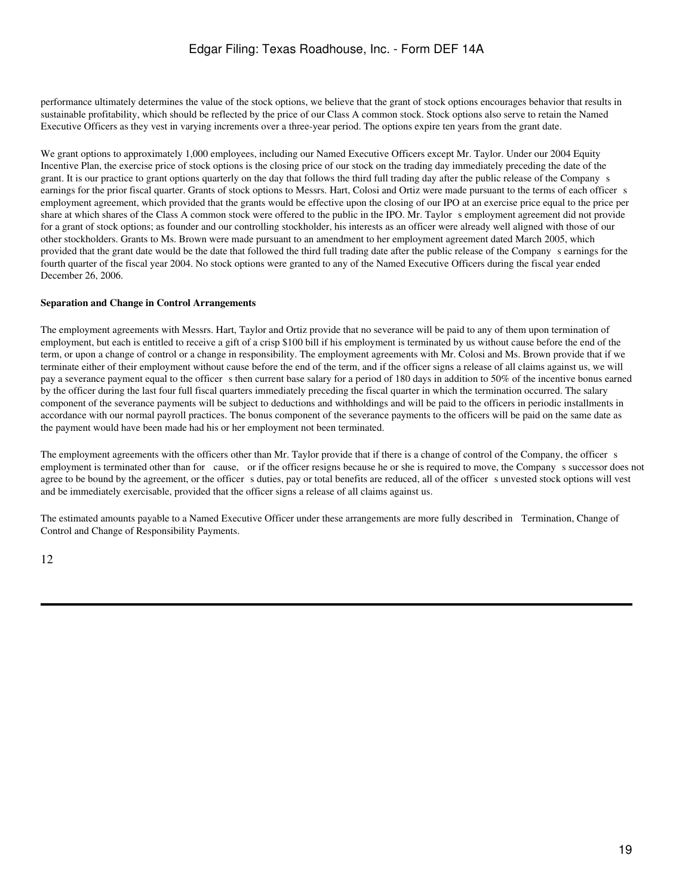performance ultimately determines the value of the stock options, we believe that the grant of stock options encourages behavior that results in sustainable profitability, which should be reflected by the price of our Class A common stock. Stock options also serve to retain the Named Executive Officers as they vest in varying increments over a three-year period. The options expire ten years from the grant date.

We grant options to approximately 1,000 employees, including our Named Executive Officers except Mr. Taylor. Under our 2004 Equity Incentive Plan, the exercise price of stock options is the closing price of our stock on the trading day immediately preceding the date of the grant. It is our practice to grant options quarterly on the day that follows the third full trading day after the public release of the Company s earnings for the prior fiscal quarter. Grants of stock options to Messrs. Hart, Colosi and Ortiz were made pursuant to the terms of each officer s employment agreement, which provided that the grants would be effective upon the closing of our IPO at an exercise price equal to the price per share at which shares of the Class A common stock were offered to the public in the IPO. Mr. Taylor s employment agreement did not provide for a grant of stock options; as founder and our controlling stockholder, his interests as an officer were already well aligned with those of our other stockholders. Grants to Ms. Brown were made pursuant to an amendment to her employment agreement dated March 2005, which provided that the grant date would be the date that followed the third full trading date after the public release of the Company s earnings for the fourth quarter of the fiscal year 2004. No stock options were granted to any of the Named Executive Officers during the fiscal year ended December 26, 2006.

**Separation and Change in Control Arrangements**

The employment agreements with Messrs. Hart, Taylor and Ortiz provide that no severance will be paid to any of them upon termination of employment, but each is entitled to receive a gift of a crisp $100 bill if his employment is terminated by us without cause before the end of the term, or upon a change of control or a change in responsibility. The employment agreements with Mr. Colosi and Ms. Brown provide that if we terminate either of their employment without cause before the end of the term, and if the officer signs a release of all claims against us, we will pay a severance payment equal to the officer s then current base salary for a period of 180 days in addition to 50% of the incentive bonus earned by the officer during the last four full fiscal quarters immediately preceding the fiscal quarter in which the termination occurred. The salary component of the severance payments will be subject to deductions and withholdings and will be paid to the officers in periodic installments in accordance with our normal payroll practices. The bonus component of the severance payments to the officers will be paid on the same date as the payment would have been made had his or her employment not been terminated.

The employment agreements with the officers other than Mr. Taylor provide that if there is a change of control of the Company, the officer s employment is terminated other than for cause, or if the officer resigns because he or she is required to move, the Company s successor does not agree to be bound by the agreement, or the officer s duties, pay or total benefits are reduced, all of the officer s unvested stock options will vest and be immediately exercisable, provided that the officer signs a release of all claims against us.

The estimated amounts payable to a Named Executive Officer under these arrangements are more fully described in Termination, Change of Control and Change of Responsibility Payments.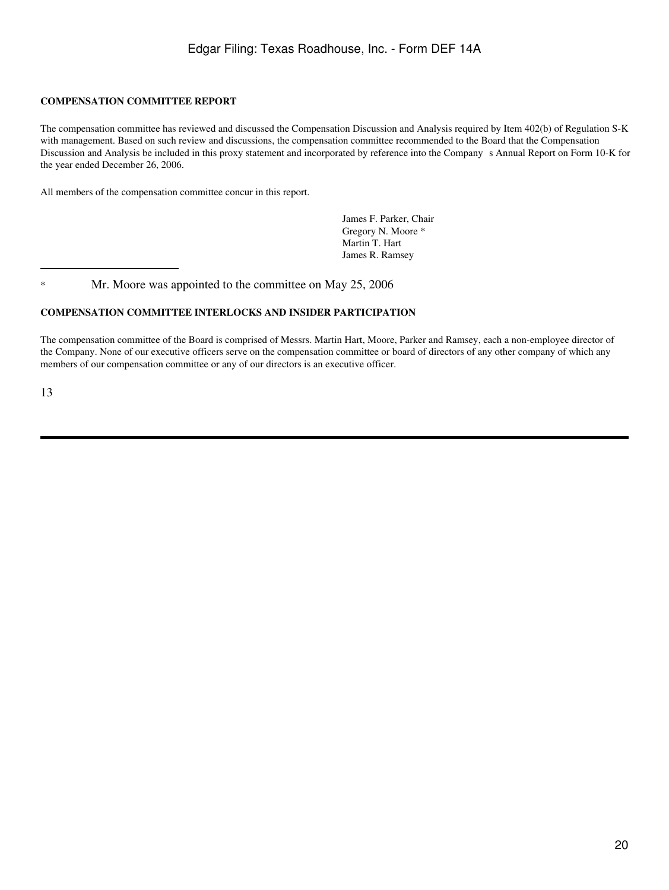**COMPENSATION COMMITTEE REPORT**

The compensation committee has reviewed and discussed the Compensation Discussion and Analysis required by Item 402(b) of Regulation S-K with management. Based on such review and discussions, the compensation committee recommended to the Board that the Compensation Discussion and Analysis be included in this proxy statement and incorporated by reference into the Company s Annual Report on Form 10-K for the year ended December 26, 2006.

All members of the compensation committee concur in this report.

James F. Parker, Chair
Gregory N. Moore *
Martin T. Hart
James R. Ramsey

---

\* Mr. Moore was appointed to the committee on May 25, 2006

**COMPENSATION COMMITTEE INTERLOCKS AND INSIDER PARTICIPATION**

The compensation committee of the Board is comprised of Messrs. Martin Hart, Moore, Parker and Ramsey, each a non-employee director of the Company. None of our executive officers serve on the compensation committee or board of directors of any other company of which any members of our compensation committee or any of our directors is an executive officer.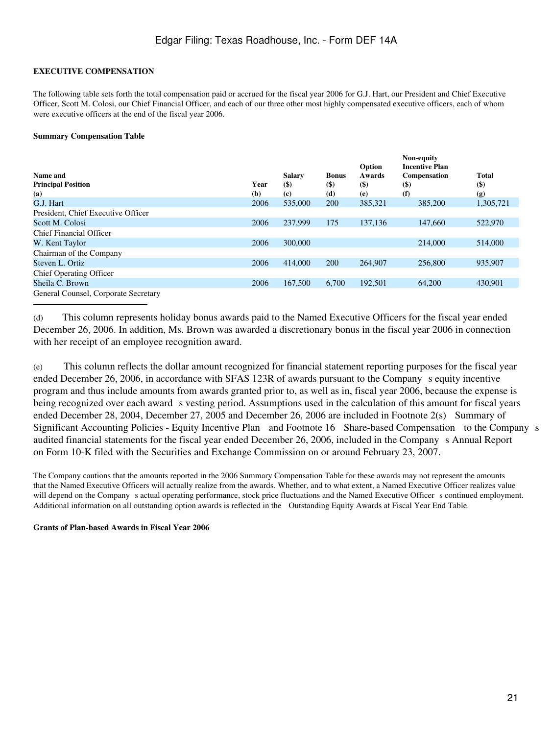## EXECUTIVE COMPENSATION

The following table sets forth the total compensation paid or accrued for the fiscal year 2006 for G.J. Hart, our President and Chief Executive Officer, Scott M. Colosi, our Chief Financial Officer, and each of our three other most highly compensated executive officers, each of whom were executive officers at the end of the fiscal year 2006.

### Summary Compensation Table

| Name and Principal Position (a) | Year (b) | Salary ($) (c) | Bonus ($) (d) | Option Awards ($) (e) | Non-equity Incentive Plan Compensation ($) (f) | Total ($) (g) |
|---|---|---|---|---|---|---|
| G.J. Hart | 2006 | 535,000 | 200 | 385,321 | 385,200 | 1,305,721 |
| President, Chief Executive Officer | | | | | | |
| Scott M. Colosi | 2006 | 237,999 | 175 | 137,136 | 147,660 | 522,970 |
| Chief Financial Officer | | | | | | |
| W. Kent Taylor | 2006 | 300,000 | | | 214,000 | 514,000 |
| Chairman of the Company | | | | | | |
| Steven L. Ortiz | 2006 | 414,000 | 200 | 264,907 | 256,800 | 935,907 |
| Chief Operating Officer | | | | | | |
| Sheila C. Brown | 2006 | 167,500 | 6,700 | 192,501 | 64,200 | 430,901 |
| General Counsel, Corporate Secretary | | | | | | |

(d) This column represents holiday bonus awards paid to the Named Executive Officers for the fiscal year ended December 26, 2006. In addition, Ms. Brown was awarded a discretionary bonus in the fiscal year 2006 in connection with her receipt of an employee recognition award.

(e) This column reflects the dollar amount recognized for financial statement reporting purposes for the fiscal year ended December 26, 2006, in accordance with SFAS 123R of awards pursuant to the Company s equity incentive program and thus include amounts from awards granted prior to, as well as in, fiscal year 2006, because the expense is being recognized over each award s vesting period. Assumptions used in the calculation of this amount for fiscal years ended December 28, 2004, December 27, 2005 and December 26, 2006 are included in Footnote 2(s) Summary of Significant Accounting Policies - Equity Incentive Plan and Footnote 16 Share-based Compensation to the Company s audited financial statements for the fiscal year ended December 26, 2006, included in the Company s Annual Report on Form 10-K filed with the Securities and Exchange Commission on or around February 23, 2007.

The Company cautions that the amounts reported in the 2006 Summary Compensation Table for these awards may not represent the amounts that the Named Executive Officers will actually realize from the awards. Whether, and to what extent, a Named Executive Officer realizes value will depend on the Company s actual operating performance, stock price fluctuations and the Named Executive Officer s continued employment. Additional information on all outstanding option awards is reflected in the Outstanding Equity Awards at Fiscal Year End Table.

### Grants of Plan-based Awards in Fiscal Year 2006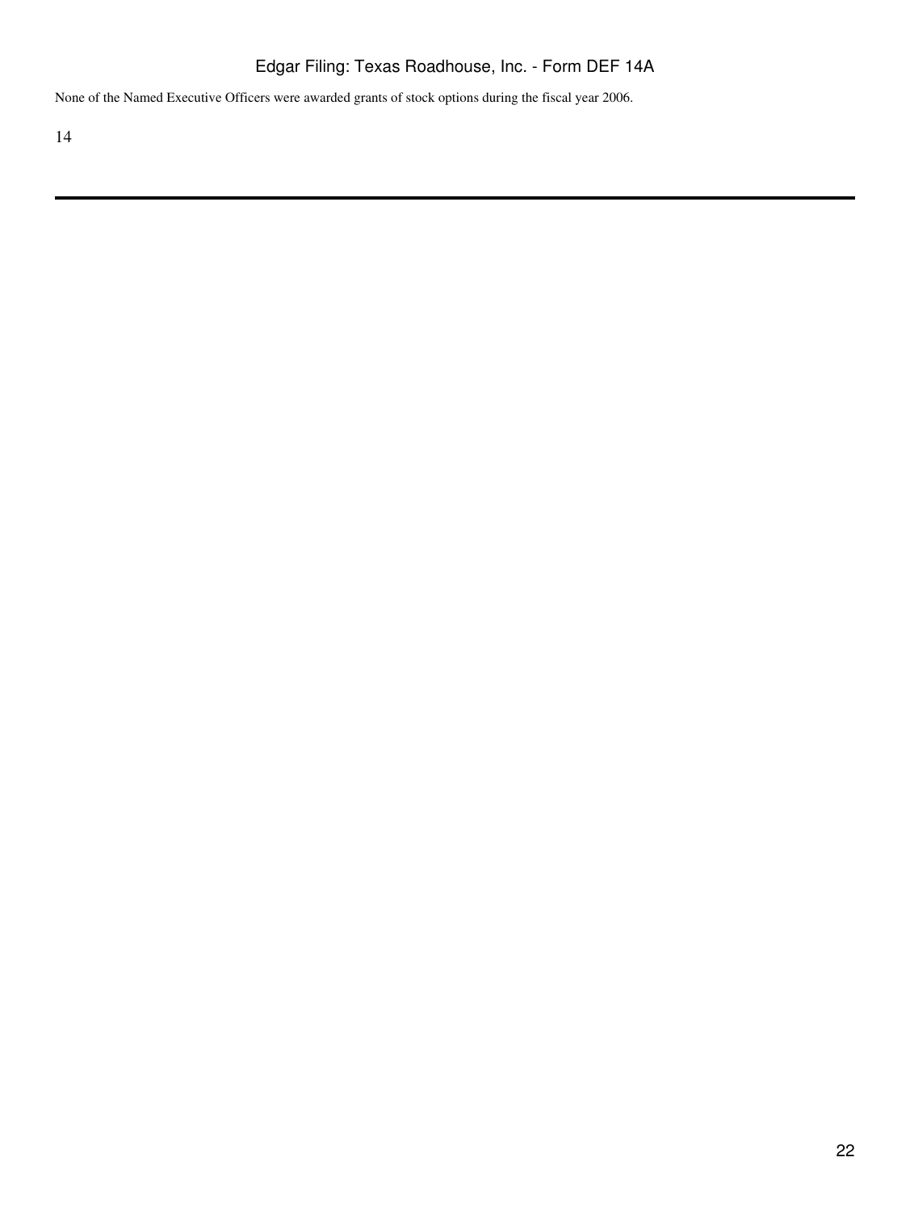None of the Named Executive Officers were awarded grants of stock options during the fiscal year 2006.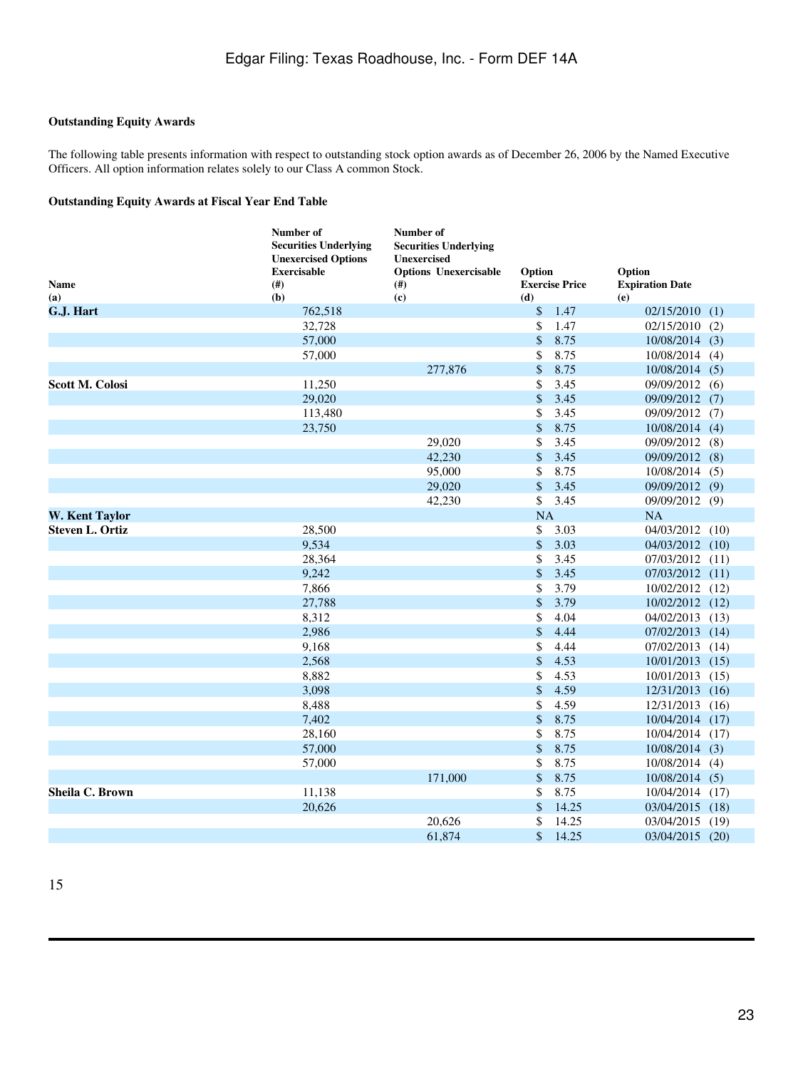**Outstanding Equity Awards**

The following table presents information with respect to outstanding stock option awards as of December 26, 2006 by the Named Executive Officers. All option information relates solely to our Class A common Stock.

**Outstanding Equity Awards at Fiscal Year End Table**

| Name<br>(a) | Number of Securities Underlying Unexercised Options Exercisable<br>(#)<br>(b) | Number of Securities Underlying Unexercised Options Unexercisable<br>(#)<br>(c) | Option Exercise Price<br>(d) | Option Expiration Date<br>(e) |
|---|---|---|---|---|
| **G.J. Hart** | 762,518 | | $ 1.47 | 02/15/2010 (1) |
| | 32,728 | | $ 1.47 | 02/15/2010 (2) |
| | 57,000 | | $ 8.75 | 10/08/2014 (3) |
| | 57,000 | | $ 8.75 | 10/08/2014 (4) |
| | | 277,876 | $ 8.75 | 10/08/2014 (5) |
| **Scott M. Colosi** | 11,250 | | $ 3.45 | 09/09/2012 (6) |
| | 29,020 | | $ 3.45 | 09/09/2012 (7) |
| | 113,480 | | $ 3.45 | 09/09/2012 (7) |
| | 23,750 | | $ 8.75 | 10/08/2014 (4) |
| | | 29,020 | $ 3.45 | 09/09/2012 (8) |
| | | 42,230 | $ 3.45 | 09/09/2012 (8) |
| | | 95,000 | $ 8.75 | 10/08/2014 (5) |
| | | 29,020 | $ 3.45 | 09/09/2012 (9) |
| | | 42,230 | $ 3.45 | 09/09/2012 (9) |
| **W. Kent Taylor** | | | NA | NA |
| **Steven L. Ortiz** | 28,500 | | $ 3.03 | 04/03/2012 (10) |
| | 9,534 | | $ 3.03 | 04/03/2012 (10) |
| | 28,364 | | $ 3.45 | 07/03/2012 (11) |
| | 9,242 | | $ 3.45 | 07/03/2012 (11) |
| | 7,866 | | $ 3.79 | 10/02/2012 (12) |
| | 27,788 | | $ 3.79 | 10/02/2012 (12) |
| | 8,312 | | $ 4.04 | 04/02/2013 (13) |
| | 2,986 | | $ 4.44 | 07/02/2013 (14) |
| | 9,168 | | $ 4.44 | 07/02/2013 (14) |
| | 2,568 | | $ 4.53 | 10/01/2013 (15) |
| | 8,882 | | $ 4.53 | 10/01/2013 (15) |
| | 3,098 | | $ 4.59 | 12/31/2013 (16) |
| | 8,488 | | $ 4.59 | 12/31/2013 (16) |
| | 7,402 | | $ 8.75 | 10/04/2014 (17) |
| | 28,160 | | $ 8.75 | 10/04/2014 (17) |
| | 57,000 | | $ 8.75 | 10/08/2014 (3) |
| | 57,000 | | $ 8.75 | 10/08/2014 (4) |
| | | 171,000 | $ 8.75 | 10/08/2014 (5) |
| **Sheila C. Brown** | 11,138 | | $ 8.75 | 10/04/2014 (17) |
| | 20,626 | | $ 14.25 | 03/04/2015 (18) |
| | | 20,626 | $ 14.25 | 03/04/2015 (19) |
| | | 61,874 | $ 14.25 | 03/04/2015 (20) |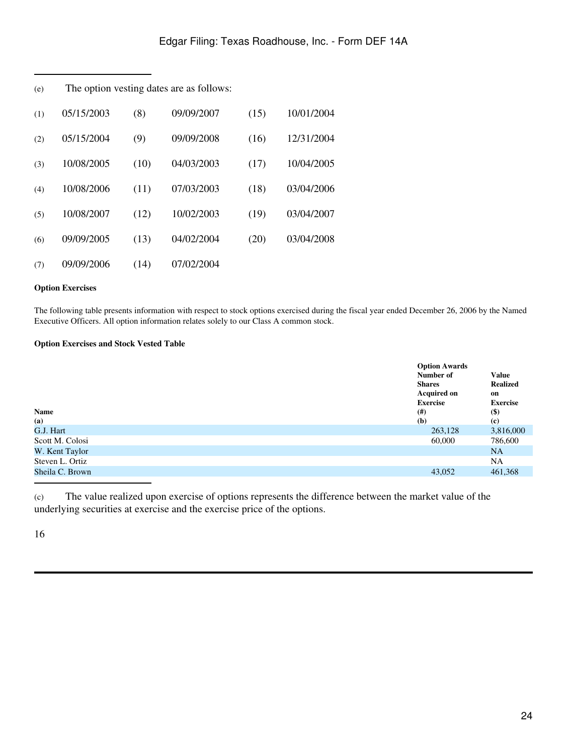(e) The option vesting dates are as follows:

| | | | | | |
|---|---|---|---|---|---|
| (1) | 05/15/2003 | (8) | 09/09/2007 | (15) | 10/01/2004 |
| (2) | 05/15/2004 | (9) | 09/09/2008 | (16) | 12/31/2004 |
| (3) | 10/08/2005 | (10) | 04/03/2003 | (17) | 10/04/2005 |
| (4) | 10/08/2006 | (11) | 07/03/2003 | (18) | 03/04/2006 |
| (5) | 10/08/2007 | (12) | 10/02/2003 | (19) | 03/04/2007 |
| (6) | 09/09/2005 | (13) | 04/02/2004 | (20) | 03/04/2008 |
| (7) | 09/09/2006 | (14) | 07/02/2004 | | |

**Option Exercises**

The following table presents information with respect to stock options exercised during the fiscal year ended December 26, 2006 by the Named Executive Officers. All option information relates solely to our Class A common stock.

**Option Exercises and Stock Vested Table**

| | Option Awards | |
|---|---|---|
| Name (a) | Number of Shares Acquired on Exercise (#) (b) | Value Realized on Exercise ($) (c) |
| G.J. Hart | 263,128 | 3,816,000 |
| Scott M. Colosi | 60,000 | 786,600 |
| W. Kent Taylor | | NA |
| Steven L. Ortiz | | NA |
| Sheila C. Brown | 43,052 | 461,368 |

(c) The value realized upon exercise of options represents the difference between the market value of the underlying securities at exercise and the exercise price of the options.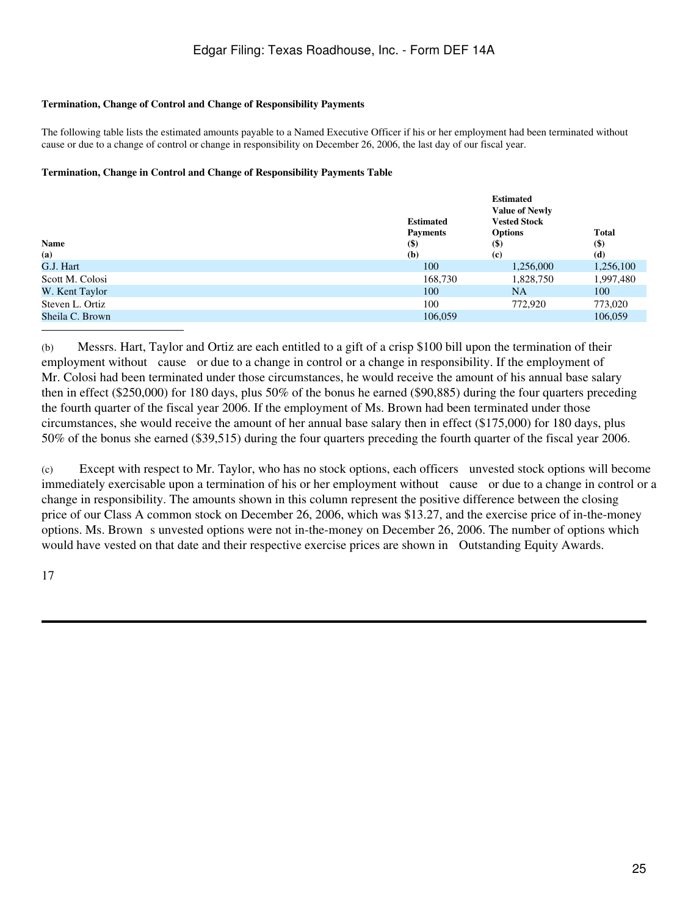**Termination, Change of Control and Change of Responsibility Payments**

The following table lists the estimated amounts payable to a Named Executive Officer if his or her employment had been terminated without cause or due to a change of control or change in responsibility on December 26, 2006, the last day of our fiscal year.

**Termination, Change in Control and Change of Responsibility Payments Table**

| Name (a) | Estimated Payments ($) (b) | Estimated Value of Newly Vested Stock Options ($) (c) | Total ($) (d) |
|---|---|---|---|
| G.J. Hart | 100 | 1,256,000 | 1,256,100 |
| Scott M. Colosi | 168,730 | 1,828,750 | 1,997,480 |
| W. Kent Taylor | 100 | NA | 100 |
| Steven L. Ortiz | 100 | 772,920 | 773,020 |
| Sheila C. Brown | 106,059 | | 106,059 |

(b) Messrs. Hart, Taylor and Ortiz are each entitled to a gift of a crisp $100 bill upon the termination of their employment without cause or due to a change in control or a change in responsibility. If the employment of Mr. Colosi had been terminated under those circumstances, he would receive the amount of his annual base salary then in effect ($250,000) for 180 days, plus 50% of the bonus he earned ($90,885) during the four quarters preceding the fourth quarter of the fiscal year 2006. If the employment of Ms. Brown had been terminated under those circumstances, she would receive the amount of her annual base salary then in effect ($175,000) for 180 days, plus 50% of the bonus she earned ($39,515) during the four quarters preceding the fourth quarter of the fiscal year 2006.

(c) Except with respect to Mr. Taylor, who has no stock options, each officers unvested stock options will become immediately exercisable upon a termination of his or her employment without cause or due to a change in control or a change in responsibility. The amounts shown in this column represent the positive difference between the closing price of our Class A common stock on December 26, 2006, which was $13.27, and the exercise price of in-the-money options. Ms. Brown s unvested options were not in-the-money on December 26, 2006. The number of options which would have vested on that date and their respective exercise prices are shown in Outstanding Equity Awards.

17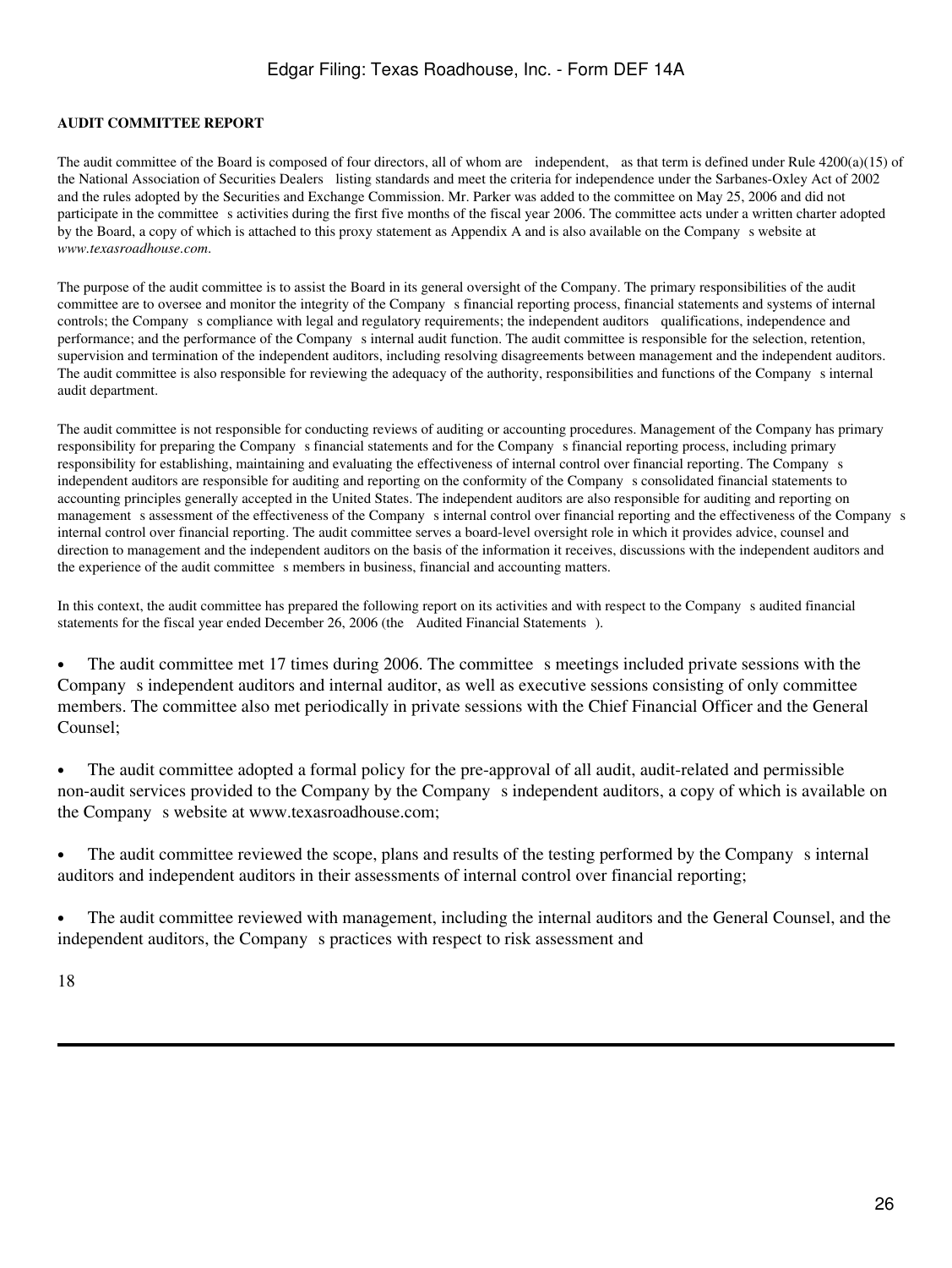**AUDIT COMMITTEE REPORT**

The audit committee of the Board is composed of four directors, all of whom are independent, as that term is defined under Rule 4200(a)(15) of the National Association of Securities Dealers listing standards and meet the criteria for independence under the Sarbanes-Oxley Act of 2002 and the rules adopted by the Securities and Exchange Commission. Mr. Parker was added to the committee on May 25, 2006 and did not participate in the committee s activities during the first five months of the fiscal year 2006. The committee acts under a written charter adopted by the Board, a copy of which is attached to this proxy statement as Appendix A and is also available on the Company s website at *www.texasroadhouse.com*.

The purpose of the audit committee is to assist the Board in its general oversight of the Company. The primary responsibilities of the audit committee are to oversee and monitor the integrity of the Company s financial reporting process, financial statements and systems of internal controls; the Company s compliance with legal and regulatory requirements; the independent auditors qualifications, independence and performance; and the performance of the Company s internal audit function. The audit committee is responsible for the selection, retention, supervision and termination of the independent auditors, including resolving disagreements between management and the independent auditors. The audit committee is also responsible for reviewing the adequacy of the authority, responsibilities and functions of the Company s internal audit department.

The audit committee is not responsible for conducting reviews of auditing or accounting procedures. Management of the Company has primary responsibility for preparing the Company s financial statements and for the Company s financial reporting process, including primary responsibility for establishing, maintaining and evaluating the effectiveness of internal control over financial reporting. The Company s independent auditors are responsible for auditing and reporting on the conformity of the Company s consolidated financial statements to accounting principles generally accepted in the United States. The independent auditors are also responsible for auditing and reporting on management s assessment of the effectiveness of the Company s internal control over financial reporting and the effectiveness of the Company s internal control over financial reporting. The audit committee serves a board-level oversight role in which it provides advice, counsel and direction to management and the independent auditors on the basis of the information it receives, discussions with the independent auditors and the experience of the audit committee s members in business, financial and accounting matters.

In this context, the audit committee has prepared the following report on its activities and with respect to the Company s audited financial statements for the fiscal year ended December 26, 2006 (the Audited Financial Statements ).

- The audit committee met 17 times during 2006. The committee s meetings included private sessions with the Company s independent auditors and internal auditor, as well as executive sessions consisting of only committee members. The committee also met periodically in private sessions with the Chief Financial Officer and the General Counsel;

- The audit committee adopted a formal policy for the pre-approval of all audit, audit-related and permissible non-audit services provided to the Company by the Company s independent auditors, a copy of which is available on the Company s website at www.texasroadhouse.com;

- The audit committee reviewed the scope, plans and results of the testing performed by the Company s internal auditors and independent auditors in their assessments of internal control over financial reporting;

- The audit committee reviewed with management, including the internal auditors and the General Counsel, and the independent auditors, the Company s practices with respect to risk assessment and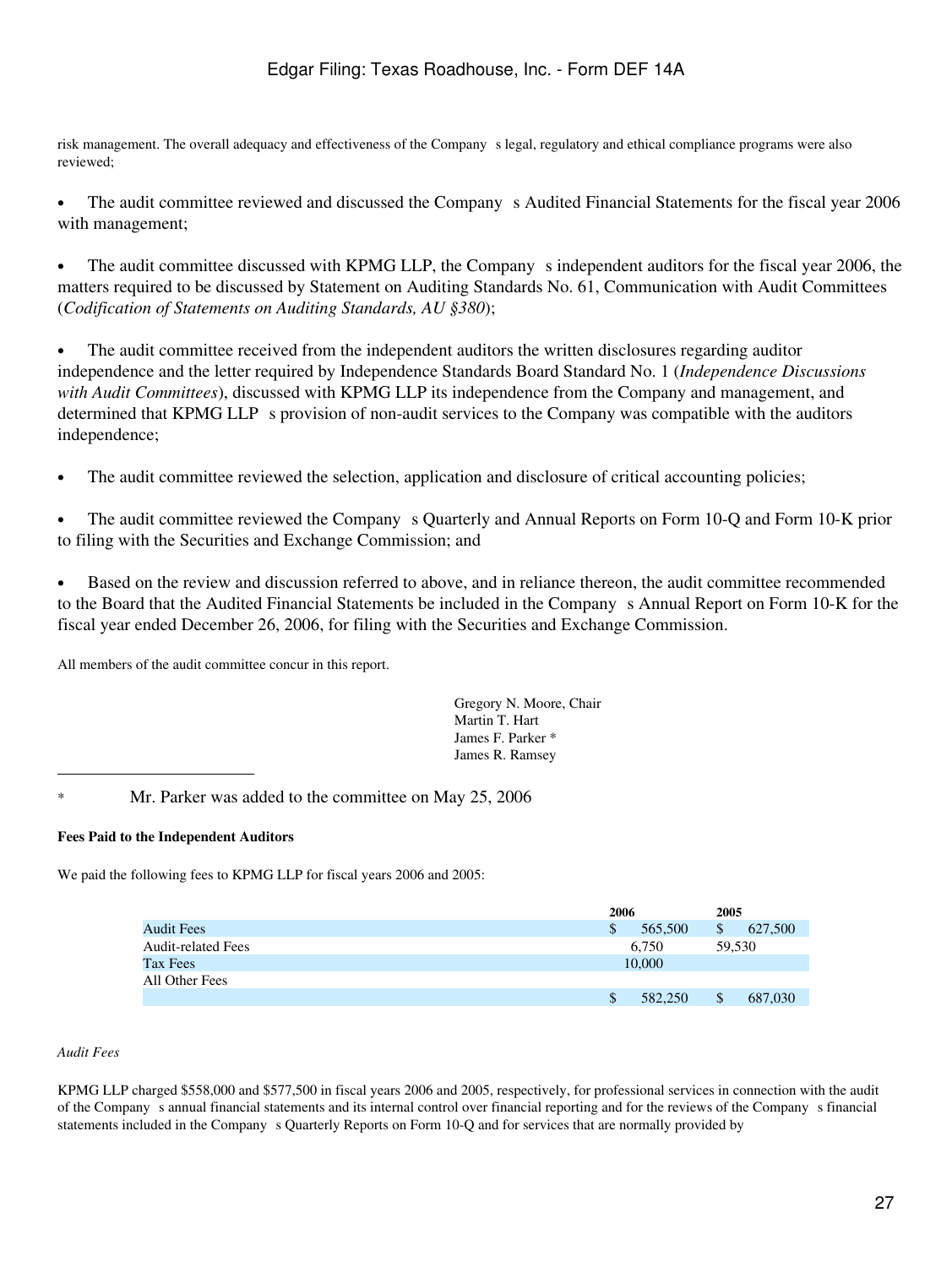risk management. The overall adequacy and effectiveness of the Company s legal, regulatory and ethical compliance programs were also reviewed;

- The audit committee reviewed and discussed the Company s Audited Financial Statements for the fiscal year 2006 with management;

- The audit committee discussed with KPMG LLP, the Company s independent auditors for the fiscal year 2006, the matters required to be discussed by Statement on Auditing Standards No. 61, Communication with Audit Committees (*Codification of Statements on Auditing Standards, AU §380*);

- The audit committee received from the independent auditors the written disclosures regarding auditor independence and the letter required by Independence Standards Board Standard No. 1 (*Independence Discussions with Audit Committees*), discussed with KPMG LLP its independence from the Company and management, and determined that KPMG LLP s provision of non-audit services to the Company was compatible with the auditors independence;

- The audit committee reviewed the selection, application and disclosure of critical accounting policies;

- The audit committee reviewed the Company s Quarterly and Annual Reports on Form 10-Q and Form 10-K prior to filing with the Securities and Exchange Commission; and

- Based on the review and discussion referred to above, and in reliance thereon, the audit committee recommended to the Board that the Audited Financial Statements be included in the Company s Annual Report on Form 10-K for the fiscal year ended December 26, 2006, for filing with the Securities and Exchange Commission.

All members of the audit committee concur in this report.

Gregory N. Moore, Chair
Martin T. Hart
James F. Parker *
James R. Ramsey

---

\* Mr. Parker was added to the committee on May 25, 2006

**Fees Paid to the Independent Auditors**

We paid the following fees to KPMG LLP for fiscal years 2006 and 2005:

| | 2006 | 2005 |
|---|---|---|
| Audit Fees | $ 565,500 | $ 627,500 |
| Audit-related Fees | 6,750 | 59,530 |
| Tax Fees | 10,000 | |
| All Other Fees | | |
| | $ 582,250 | $ 687,030 |

*Audit Fees*

KPMG LLP charged $558,000 and $577,500 in fiscal years 2006 and 2005, respectively, for professional services in connection with the audit of the Company s annual financial statements and its internal control over financial reporting and for the reviews of the Company s financial statements included in the Company s Quarterly Reports on Form 10-Q and for services that are normally provided by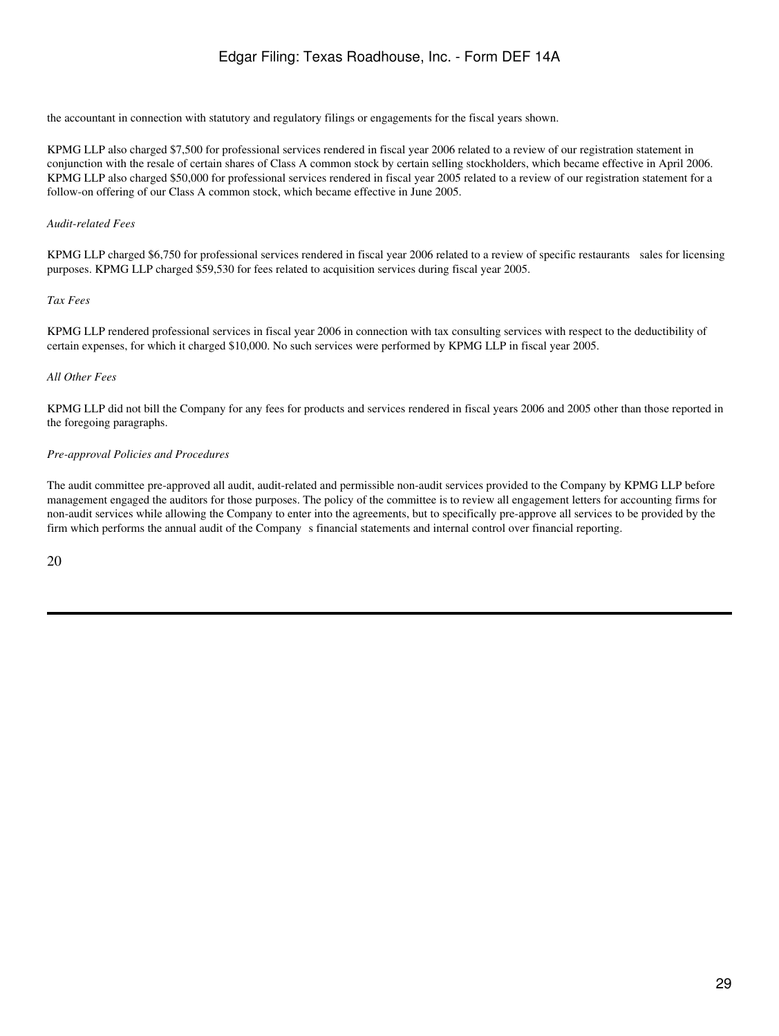the accountant in connection with statutory and regulatory filings or engagements for the fiscal years shown.

KPMG LLP also charged $7,500 for professional services rendered in fiscal year 2006 related to a review of our registration statement in conjunction with the resale of certain shares of Class A common stock by certain selling stockholders, which became effective in April 2006. KPMG LLP also charged $50,000 for professional services rendered in fiscal year 2005 related to a review of our registration statement for a follow-on offering of our Class A common stock, which became effective in June 2005.

*Audit-related Fees*

KPMG LLP charged $6,750 for professional services rendered in fiscal year 2006 related to a review of specific restaurants sales for licensing purposes. KPMG LLP charged $59,530 for fees related to acquisition services during fiscal year 2005.

*Tax Fees*

KPMG LLP rendered professional services in fiscal year 2006 in connection with tax consulting services with respect to the deductibility of certain expenses, for which it charged $10,000. No such services were performed by KPMG LLP in fiscal year 2005.

*All Other Fees*

KPMG LLP did not bill the Company for any fees for products and services rendered in fiscal years 2006 and 2005 other than those reported in the foregoing paragraphs.

*Pre-approval Policies and Procedures*

The audit committee pre-approved all audit, audit-related and permissible non-audit services provided to the Company by KPMG LLP before management engaged the auditors for those purposes. The policy of the committee is to review all engagement letters for accounting firms for non-audit services while allowing the Company to enter into the agreements, but to specifically pre-approve all services to be provided by the firm which performs the annual audit of the Company s financial statements and internal control over financial reporting.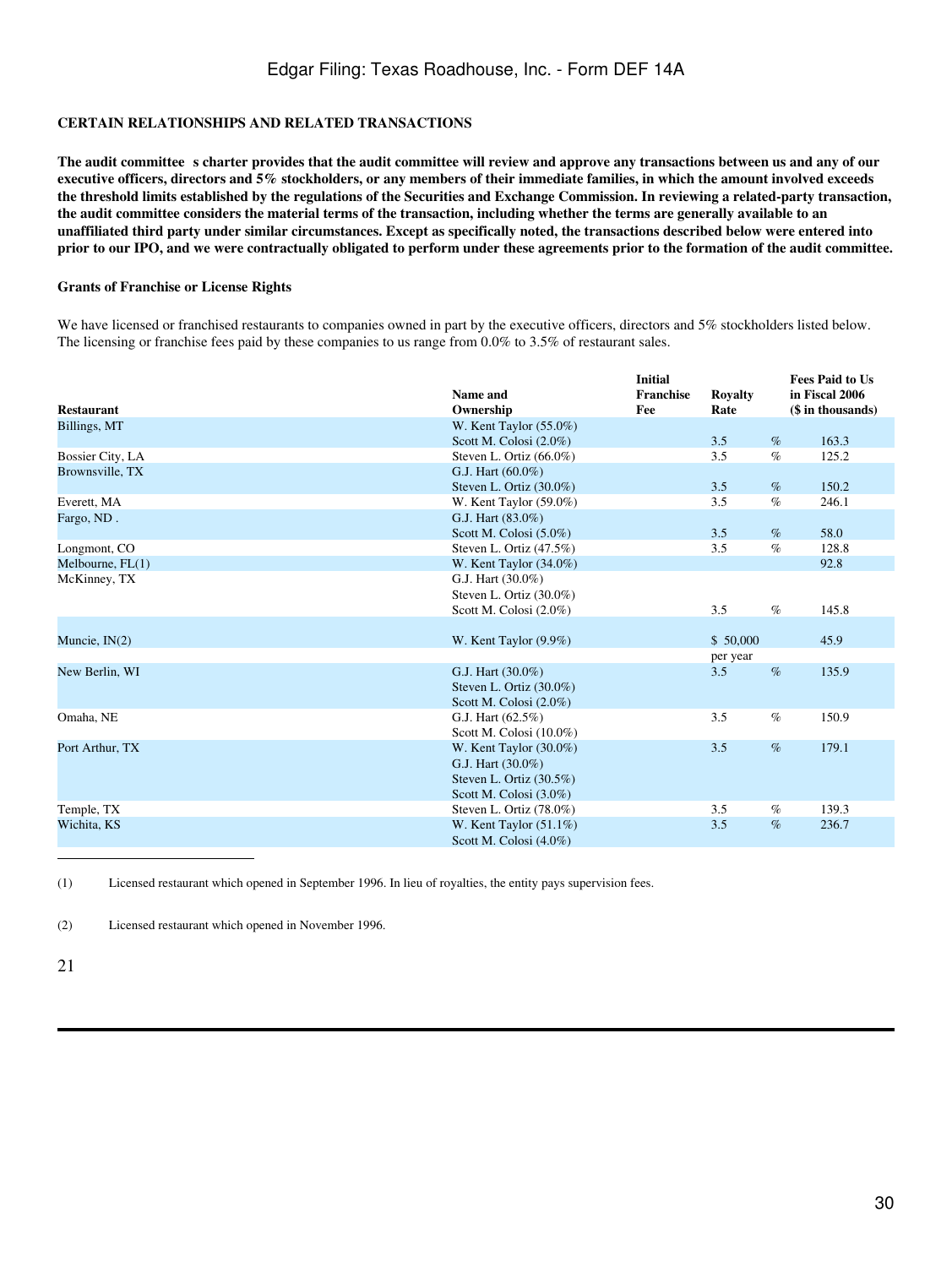## CERTAIN RELATIONSHIPS AND RELATED TRANSACTIONS

**The audit committee s charter provides that the audit committee will review and approve any transactions between us and any of our executive officers, directors and 5% stockholders, or any members of their immediate families, in which the amount involved exceeds the threshold limits established by the regulations of the Securities and Exchange Commission. In reviewing a related-party transaction, the audit committee considers the material terms of the transaction, including whether the terms are generally available to an unaffiliated third party under similar circumstances. Except as specifically noted, the transactions described below were entered into prior to our IPO, and we were contractually obligated to perform under these agreements prior to the formation of the audit committee.**

### Grants of Franchise or License Rights

We have licensed or franchised restaurants to companies owned in part by the executive officers, directors and 5% stockholders listed below. The licensing or franchise fees paid by these companies to us range from 0.0% to 3.5% of restaurant sales.

| Restaurant | Name and Ownership | Initial Franchise Fee | Royalty Rate | | Fees Paid to Us in Fiscal 2006 ($ in thousands) |
|---|---|---|---|---|---|
| Billings, MT | W. Kent Taylor (55.0%)<br>Scott M. Colosi (2.0%) | | 3.5 | % | 163.3 |
| Bossier City, LA | Steven L. Ortiz (66.0%) | | 3.5 | % | 125.2 |
| Brownsville, TX | G.J. Hart (60.0%)<br>Steven L. Ortiz (30.0%) | | 3.5 | % | 150.2 |
| Everett, MA | W. Kent Taylor (59.0%) | | 3.5 | % | 246.1 |
| Fargo, ND . | G.J. Hart (83.0%)<br>Scott M. Colosi (5.0%) | | 3.5 | % | 58.0 |
| Longmont, CO | Steven L. Ortiz (47.5%) | | 3.5 | % | 128.8 |
| Melbourne, FL(1) | W. Kent Taylor (34.0%) | | | | 92.8 |
| McKinney, TX | G.J. Hart (30.0%)<br>Steven L. Ortiz (30.0%)<br>Scott M. Colosi (2.0%) | | 3.5 | % | 145.8 |
| Muncie, IN(2) | W. Kent Taylor (9.9%) | | $ 50,000 per year | | 45.9 |
| New Berlin, WI | G.J. Hart (30.0%)<br>Steven L. Ortiz (30.0%)<br>Scott M. Colosi (2.0%) | | 3.5 | % | 135.9 |
| Omaha, NE | G.J. Hart (62.5%)<br>Scott M. Colosi (10.0%) | | 3.5 | % | 150.9 |
| Port Arthur, TX | W. Kent Taylor (30.0%)<br>G.J. Hart (30.0%)<br>Steven L. Ortiz (30.5%)<br>Scott M. Colosi (3.0%) | | 3.5 | % | 179.1 |
| Temple, TX | Steven L. Ortiz (78.0%) | | 3.5 | % | 139.3 |
| Wichita, KS | W. Kent Taylor (51.1%)<br>Scott M. Colosi (4.0%) | | 3.5 | % | 236.7 |

(1) Licensed restaurant which opened in September 1996. In lieu of royalties, the entity pays supervision fees.

(2) Licensed restaurant which opened in November 1996.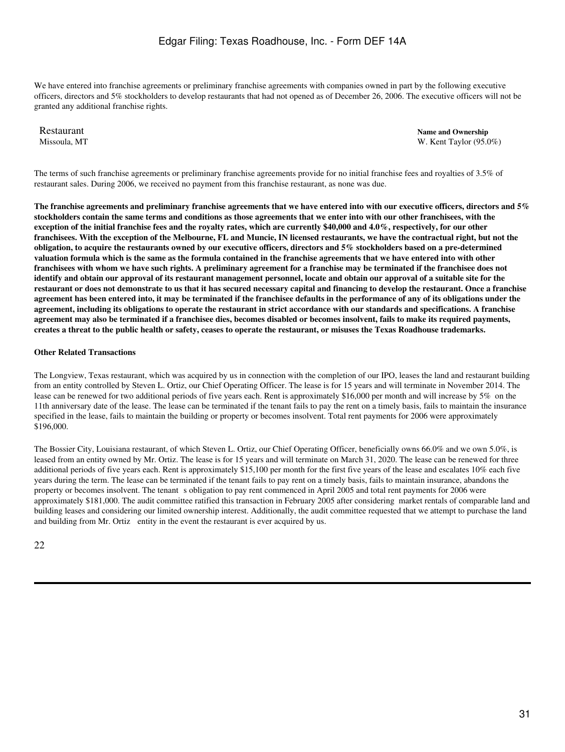We have entered into franchise agreements or preliminary franchise agreements with companies owned in part by the following executive officers, directors and 5% stockholders to develop restaurants that had not opened as of December 26, 2006. The executive officers will not be granted any additional franchise rights.

| Restaurant | Name and Ownership |
| --- | --- |
| Missoula, MT | W. Kent Taylor (95.0%) |

The terms of such franchise agreements or preliminary franchise agreements provide for no initial franchise fees and royalties of 3.5% of restaurant sales. During 2006, we received no payment from this franchise restaurant, as none was due.

**The franchise agreements and preliminary franchise agreements that we have entered into with our executive officers, directors and 5% stockholders contain the same terms and conditions as those agreements that we enter into with our other franchisees, with the exception of the initial franchise fees and the royalty rates, which are currently $40,000 and 4.0%, respectively, for our other franchisees. With the exception of the Melbourne, FL and Muncie, IN licensed restaurants, we have the contractual right, but not the obligation, to acquire the restaurants owned by our executive officers, directors and 5% stockholders based on a pre-determined valuation formula which is the same as the formula contained in the franchise agreements that we have entered into with other franchisees with whom we have such rights. A preliminary agreement for a franchise may be terminated if the franchisee does not identify and obtain our approval of its restaurant management personnel, locate and obtain our approval of a suitable site for the restaurant or does not demonstrate to us that it has secured necessary capital and financing to develop the restaurant. Once a franchise agreement has been entered into, it may be terminated if the franchisee defaults in the performance of any of its obligations under the agreement, including its obligations to operate the restaurant in strict accordance with our standards and specifications. A franchise agreement may also be terminated if a franchisee dies, becomes disabled or becomes insolvent, fails to make its required payments, creates a threat to the public health or safety, ceases to operate the restaurant, or misuses the Texas Roadhouse trademarks.**

**Other Related Transactions**

The Longview, Texas restaurant, which was acquired by us in connection with the completion of our IPO, leases the land and restaurant building from an entity controlled by Steven L. Ortiz, our Chief Operating Officer. The lease is for 15 years and will terminate in November 2014. The lease can be renewed for two additional periods of five years each. Rent is approximately $16,000 per month and will increase by 5% on the 11th anniversary date of the lease. The lease can be terminated if the tenant fails to pay the rent on a timely basis, fails to maintain the insurance specified in the lease, fails to maintain the building or property or becomes insolvent. Total rent payments for 2006 were approximately $196,000.

The Bossier City, Louisiana restaurant, of which Steven L. Ortiz, our Chief Operating Officer, beneficially owns 66.0% and we own 5.0%, is leased from an entity owned by Mr. Ortiz. The lease is for 15 years and will terminate on March 31, 2020. The lease can be renewed for three additional periods of five years each. Rent is approximately $15,100 per month for the first five years of the lease and escalates 10% each five years during the term. The lease can be terminated if the tenant fails to pay rent on a timely basis, fails to maintain insurance, abandons the property or becomes insolvent. The tenant s obligation to pay rent commenced in April 2005 and total rent payments for 2006 were approximately $181,000. The audit committee ratified this transaction in February 2005 after considering market rentals of comparable land and building leases and considering our limited ownership interest. Additionally, the audit committee requested that we attempt to purchase the land and building from Mr. Ortiz entity in the event the restaurant is ever acquired by us.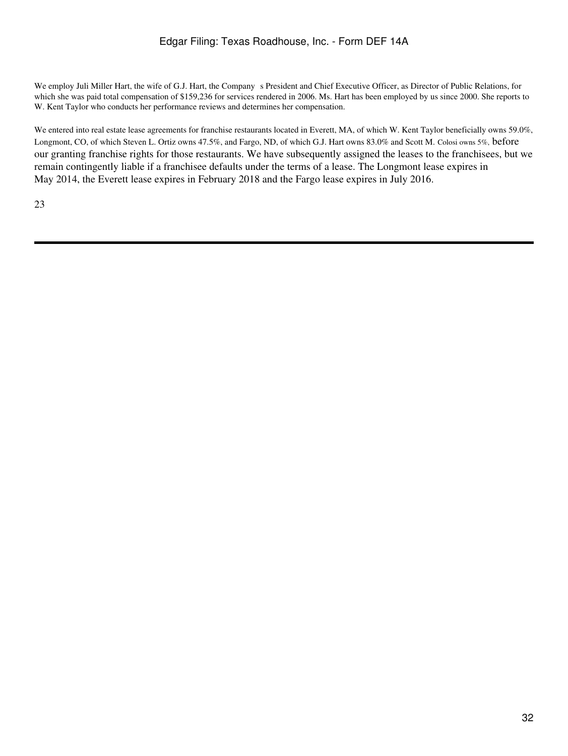We employ Juli Miller Hart, the wife of G.J. Hart, the Company s President and Chief Executive Officer, as Director of Public Relations, for which she was paid total compensation of $159,236 for services rendered in 2006. Ms. Hart has been employed by us since 2000. She reports to W. Kent Taylor who conducts her performance reviews and determines her compensation.

We entered into real estate lease agreements for franchise restaurants located in Everett, MA, of which W. Kent Taylor beneficially owns 59.0%, Longmont, CO, of which Steven L. Ortiz owns 47.5%, and Fargo, ND, of which G.J. Hart owns 83.0% and Scott M. Colosi owns 5%, before our granting franchise rights for those restaurants. We have subsequently assigned the leases to the franchisees, but we remain contingently liable if a franchisee defaults under the terms of a lease. The Longmont lease expires in May 2014, the Everett lease expires in February 2018 and the Fargo lease expires in July 2016.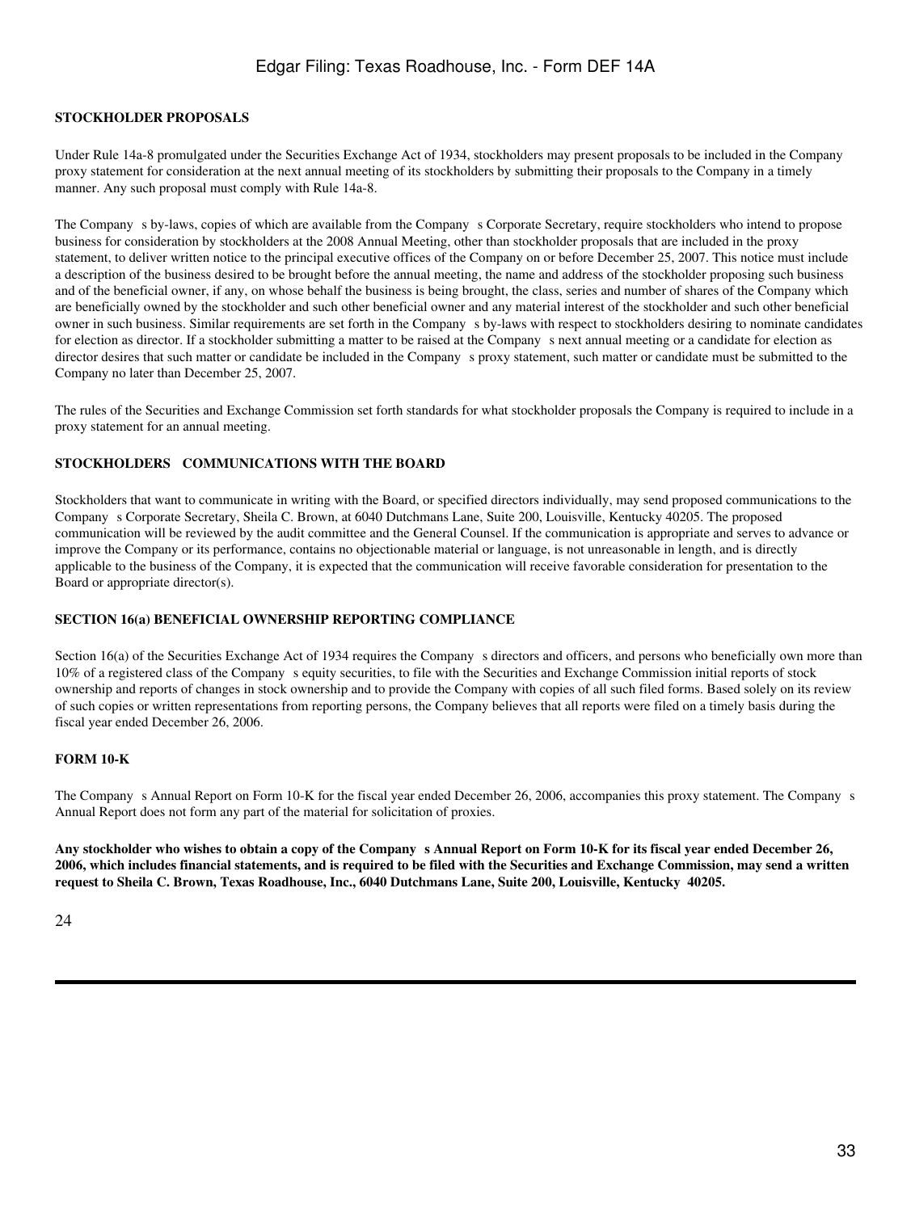## STOCKHOLDER PROPOSALS

Under Rule 14a-8 promulgated under the Securities Exchange Act of 1934, stockholders may present proposals to be included in the Company proxy statement for consideration at the next annual meeting of its stockholders by submitting their proposals to the Company in a timely manner. Any such proposal must comply with Rule 14a-8.

The Company s by-laws, copies of which are available from the Company s Corporate Secretary, require stockholders who intend to propose business for consideration by stockholders at the 2008 Annual Meeting, other than stockholder proposals that are included in the proxy statement, to deliver written notice to the principal executive offices of the Company on or before December 25, 2007. This notice must include a description of the business desired to be brought before the annual meeting, the name and address of the stockholder proposing such business and of the beneficial owner, if any, on whose behalf the business is being brought, the class, series and number of shares of the Company which are beneficially owned by the stockholder and such other beneficial owner and any material interest of the stockholder and such other beneficial owner in such business. Similar requirements are set forth in the Company s by-laws with respect to stockholders desiring to nominate candidates for election as director. If a stockholder submitting a matter to be raised at the Company s next annual meeting or a candidate for election as director desires that such matter or candidate be included in the Company s proxy statement, such matter or candidate must be submitted to the Company no later than December 25, 2007.

The rules of the Securities and Exchange Commission set forth standards for what stockholder proposals the Company is required to include in a proxy statement for an annual meeting.

## STOCKHOLDERS COMMUNICATIONS WITH THE BOARD

Stockholders that want to communicate in writing with the Board, or specified directors individually, may send proposed communications to the Company s Corporate Secretary, Sheila C. Brown, at 6040 Dutchmans Lane, Suite 200, Louisville, Kentucky 40205. The proposed communication will be reviewed by the audit committee and the General Counsel. If the communication is appropriate and serves to advance or improve the Company or its performance, contains no objectionable material or language, is not unreasonable in length, and is directly applicable to the business of the Company, it is expected that the communication will receive favorable consideration for presentation to the Board or appropriate director(s).

## SECTION 16(a) BENEFICIAL OWNERSHIP REPORTING COMPLIANCE

Section 16(a) of the Securities Exchange Act of 1934 requires the Company s directors and officers, and persons who beneficially own more than 10% of a registered class of the Company s equity securities, to file with the Securities and Exchange Commission initial reports of stock ownership and reports of changes in stock ownership and to provide the Company with copies of all such filed forms. Based solely on its review of such copies or written representations from reporting persons, the Company believes that all reports were filed on a timely basis during the fiscal year ended December 26, 2006.

## FORM 10-K

The Company s Annual Report on Form 10-K for the fiscal year ended December 26, 2006, accompanies this proxy statement. The Company s Annual Report does not form any part of the material for solicitation of proxies.

**Any stockholder who wishes to obtain a copy of the Company s Annual Report on Form 10-K for its fiscal year ended December 26, 2006, which includes financial statements, and is required to be filed with the Securities and Exchange Commission, may send a written request to Sheila C. Brown, Texas Roadhouse, Inc., 6040 Dutchmans Lane, Suite 200, Louisville, Kentucky 40205.**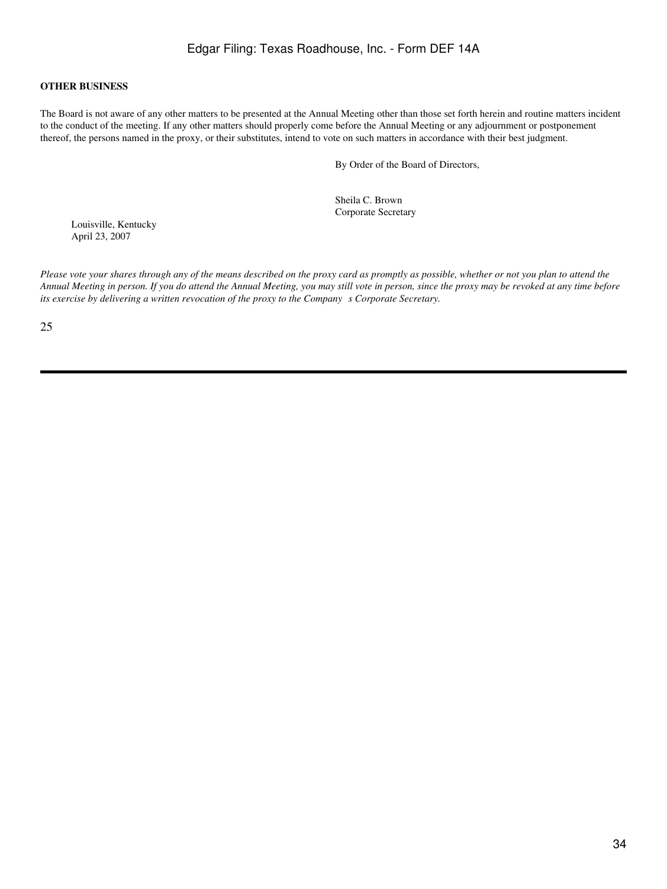**OTHER BUSINESS**

The Board is not aware of any other matters to be presented at the Annual Meeting other than those set forth herein and routine matters incident to the conduct of the meeting. If any other matters should properly come before the Annual Meeting or any adjournment or postponement thereof, the persons named in the proxy, or their substitutes, intend to vote on such matters in accordance with their best judgment.

By Order of the Board of Directors,

Sheila C. Brown
Corporate Secretary

Louisville, Kentucky
April 23, 2007

*Please vote your shares through any of the means described on the proxy card as promptly as possible, whether or not you plan to attend the Annual Meeting in person. If you do attend the Annual Meeting, you may still vote in person, since the proxy may be revoked at any time before its exercise by delivering a written revocation of the proxy to the Company s Corporate Secretary.*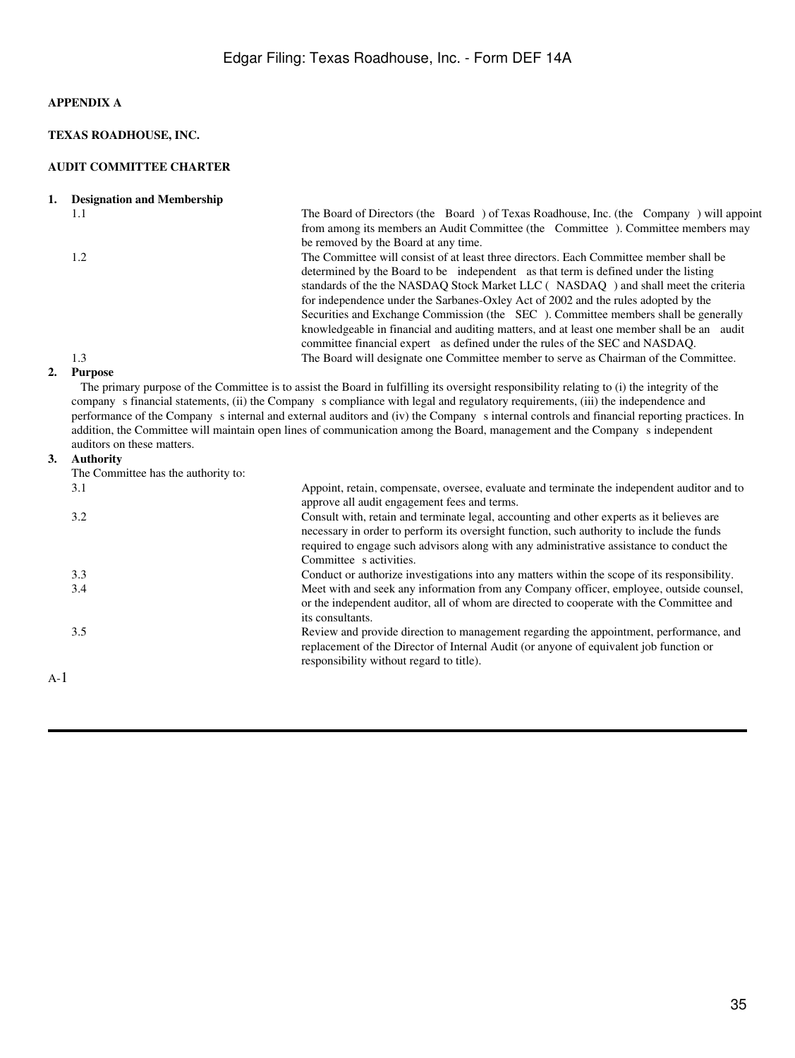**APPENDIX A**

**TEXAS ROADHOUSE, INC.**

**AUDIT COMMITTEE CHARTER**

**1. Designation and Membership**

1.1 The Board of Directors (the Board ) of Texas Roadhouse, Inc. (the Company ) will appoint from among its members an Audit Committee (the Committee ). Committee members may be removed by the Board at any time.

1.2 The Committee will consist of at least three directors. Each Committee member shall be determined by the Board to be independent as that term is defined under the listing standards of the the NASDAQ Stock Market LLC ( NASDAQ ) and shall meet the criteria for independence under the Sarbanes-Oxley Act of 2002 and the rules adopted by the Securities and Exchange Commission (the SEC ). Committee members shall be generally knowledgeable in financial and auditing matters, and at least one member shall be an audit committee financial expert as defined under the rules of the SEC and NASDAQ.

1.3 The Board will designate one Committee member to serve as Chairman of the Committee.

**2. Purpose**

The primary purpose of the Committee is to assist the Board in fulfilling its oversight responsibility relating to (i) the integrity of the company s financial statements, (ii) the Company s compliance with legal and regulatory requirements, (iii) the independence and performance of the Company s internal and external auditors and (iv) the Company s internal controls and financial reporting practices. In addition, the Committee will maintain open lines of communication among the Board, management and the Company s independent auditors on these matters.

**3. Authority**

The Committee has the authority to:

3.1 Appoint, retain, compensate, oversee, evaluate and terminate the independent auditor and to approve all audit engagement fees and terms.

3.2 Consult with, retain and terminate legal, accounting and other experts as it believes are necessary in order to perform its oversight function, such authority to include the funds required to engage such advisors along with any administrative assistance to conduct the Committee s activities.

3.3 Conduct or authorize investigations into any matters within the scope of its responsibility.

3.4 Meet with and seek any information from any Company officer, employee, outside counsel, or the independent auditor, all of whom are directed to cooperate with the Committee and its consultants.

3.5 Review and provide direction to management regarding the appointment, performance, and replacement of the Director of Internal Audit (or anyone of equivalent job function or responsibility without regard to title).

A-1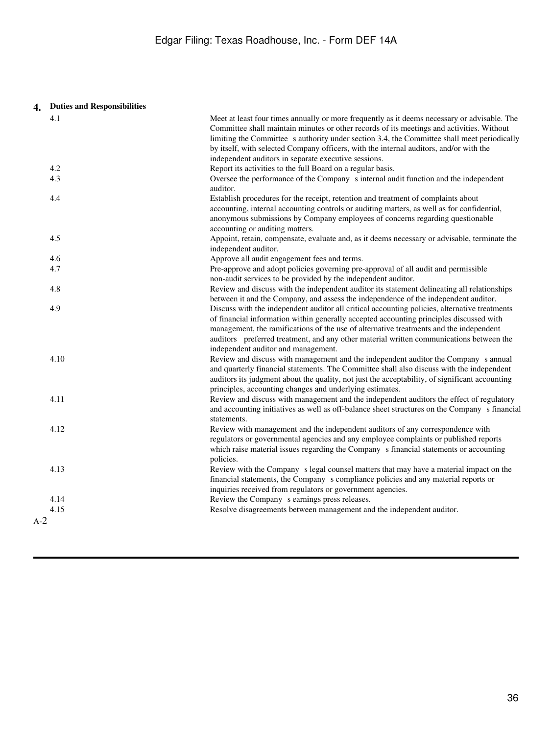## 4. Duties and Responsibilities

4.1 Meet at least four times annually or more frequently as it deems necessary or advisable. The Committee shall maintain minutes or other records of its meetings and activities. Without limiting the Committee s authority under section 3.4, the Committee shall meet periodically by itself, with selected Company officers, with the internal auditors, and/or with the independent auditors in separate executive sessions.

4.2 Report its activities to the full Board on a regular basis.

4.3 Oversee the performance of the Company s internal audit function and the independent auditor.

4.4 Establish procedures for the receipt, retention and treatment of complaints about accounting, internal accounting controls or auditing matters, as well as for confidential, anonymous submissions by Company employees of concerns regarding questionable accounting or auditing matters.

4.5 Appoint, retain, compensate, evaluate and, as it deems necessary or advisable, terminate the independent auditor.

4.6 Approve all audit engagement fees and terms.

4.7 Pre-approve and adopt policies governing pre-approval of all audit and permissible non-audit services to be provided by the independent auditor.

4.8 Review and discuss with the independent auditor its statement delineating all relationships between it and the Company, and assess the independence of the independent auditor.

4.9 Discuss with the independent auditor all critical accounting policies, alternative treatments of financial information within generally accepted accounting principles discussed with management, the ramifications of the use of alternative treatments and the independent auditors preferred treatment, and any other material written communications between the independent auditor and management.

4.10 Review and discuss with management and the independent auditor the Company s annual and quarterly financial statements. The Committee shall also discuss with the independent auditors its judgment about the quality, not just the acceptability, of significant accounting principles, accounting changes and underlying estimates.

4.11 Review and discuss with management and the independent auditors the effect of regulatory and accounting initiatives as well as off-balance sheet structures on the Company s financial statements.

4.12 Review with management and the independent auditors of any correspondence with regulators or governmental agencies and any employee complaints or published reports which raise material issues regarding the Company s financial statements or accounting policies.

4.13 Review with the Company s legal counsel matters that may have a material impact on the financial statements, the Company s compliance policies and any material reports or inquiries received from regulators or government agencies.

4.14 Review the Company s earnings press releases.

4.15 Resolve disagreements between management and the independent auditor.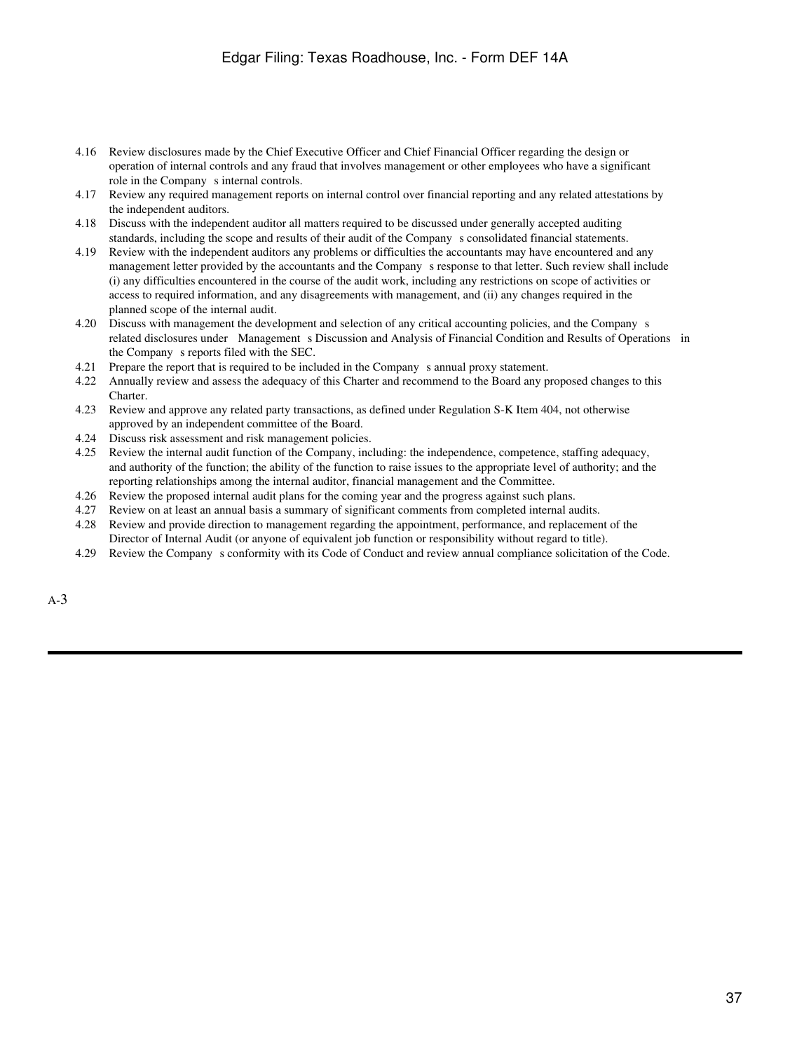4.16 Review disclosures made by the Chief Executive Officer and Chief Financial Officer regarding the design or operation of internal controls and any fraud that involves management or other employees who have a significant role in the Company s internal controls.

4.17 Review any required management reports on internal control over financial reporting and any related attestations by the independent auditors.

4.18 Discuss with the independent auditor all matters required to be discussed under generally accepted auditing standards, including the scope and results of their audit of the Company s consolidated financial statements.

4.19 Review with the independent auditors any problems or difficulties the accountants may have encountered and any management letter provided by the accountants and the Company s response to that letter. Such review shall include (i) any difficulties encountered in the course of the audit work, including any restrictions on scope of activities or access to required information, and any disagreements with management, and (ii) any changes required in the planned scope of the internal audit.

4.20 Discuss with management the development and selection of any critical accounting policies, and the Company s related disclosures under Management s Discussion and Analysis of Financial Condition and Results of Operations in the Company s reports filed with the SEC.

4.21 Prepare the report that is required to be included in the Company s annual proxy statement.

4.22 Annually review and assess the adequacy of this Charter and recommend to the Board any proposed changes to this Charter.

4.23 Review and approve any related party transactions, as defined under Regulation S-K Item 404, not otherwise approved by an independent committee of the Board.

4.24 Discuss risk assessment and risk management policies.

4.25 Review the internal audit function of the Company, including: the independence, competence, staffing adequacy, and authority of the function; the ability of the function to raise issues to the appropriate level of authority; and the reporting relationships among the internal auditor, financial management and the Committee.

4.26 Review the proposed internal audit plans for the coming year and the progress against such plans.

4.27 Review on at least an annual basis a summary of significant comments from completed internal audits.

4.28 Review and provide direction to management regarding the appointment, performance, and replacement of the Director of Internal Audit (or anyone of equivalent job function or responsibility without regard to title).

4.29 Review the Company s conformity with its Code of Conduct and review annual compliance solicitation of the Code.

A-3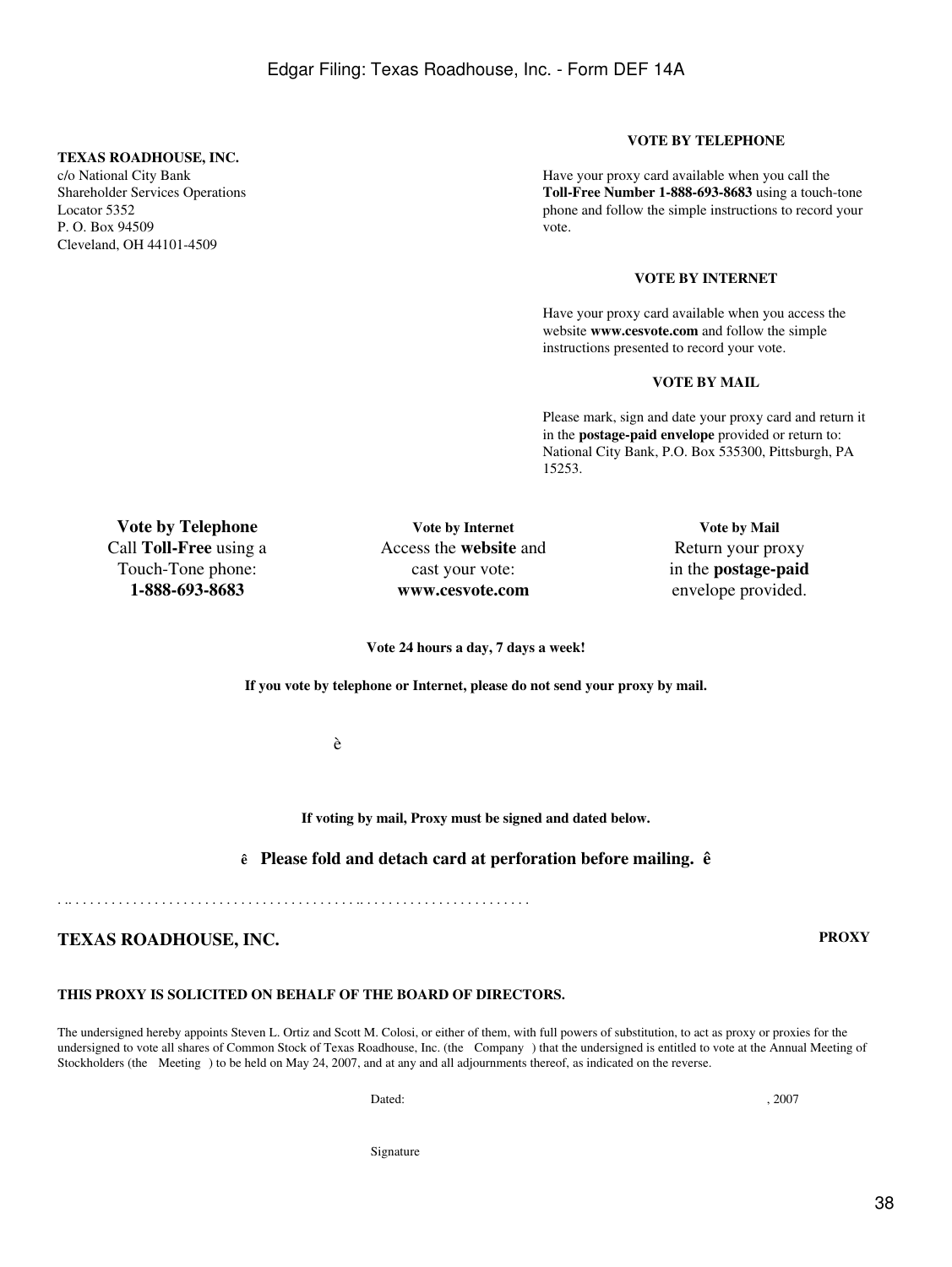**TEXAS ROADHOUSE, INC.**
c/o National City Bank
Shareholder Services Operations
Locator 5352
P. O. Box 94509
Cleveland, OH 44101-4509

**VOTE BY TELEPHONE**

Have your proxy card available when you call the **Toll-Free Number 1-888-693-8683** using a touch-tone phone and follow the simple instructions to record your vote.

**VOTE BY INTERNET**

Have your proxy card available when you access the website **www.cesvote.com** and follow the simple instructions presented to record your vote.

**VOTE BY MAIL**

Please mark, sign and date your proxy card and return it in the **postage-paid envelope** provided or return to: National City Bank, P.O. Box 535300, Pittsburgh, PA 15253.

| **Vote by Telephone** | **Vote by Internet** | **Vote by Mail** |
|---|---|---|
| Call **Toll-Free** using a Touch-Tone phone: **1-888-693-8683** | Access the **website** and cast your vote: **www.cesvote.com** | Return your proxy in the **postage-paid** envelope provided. |

**Vote 24 hours a day, 7 days a week!**

**If you vote by telephone or Internet, please do not send your proxy by mail.**

è

**If voting by mail, Proxy must be signed and dated below.**

**ê Please fold and detach card at perforation before mailing. ê**

. .. . . . . . . . . . . . . . . . . . . . . . . . . . . . . . . . . . . . . . . . . .. . . . . . . . . . . . . . . . . . . . . . . .

## TEXAS ROADHOUSE, INC.

**PROXY**

**THIS PROXY IS SOLICITED ON BEHALF OF THE BOARD OF DIRECTORS.**

The undersigned hereby appoints Steven L. Ortiz and Scott M. Colosi, or either of them, with full powers of substitution, to act as proxy or proxies for the undersigned to vote all shares of Common Stock of Texas Roadhouse, Inc. (the Company ) that the undersigned is entitled to vote at the Annual Meeting of Stockholders (the Meeting ) to be held on May 24, 2007, and at any and all adjournments thereof, as indicated on the reverse.

Dated: , 2007

Signature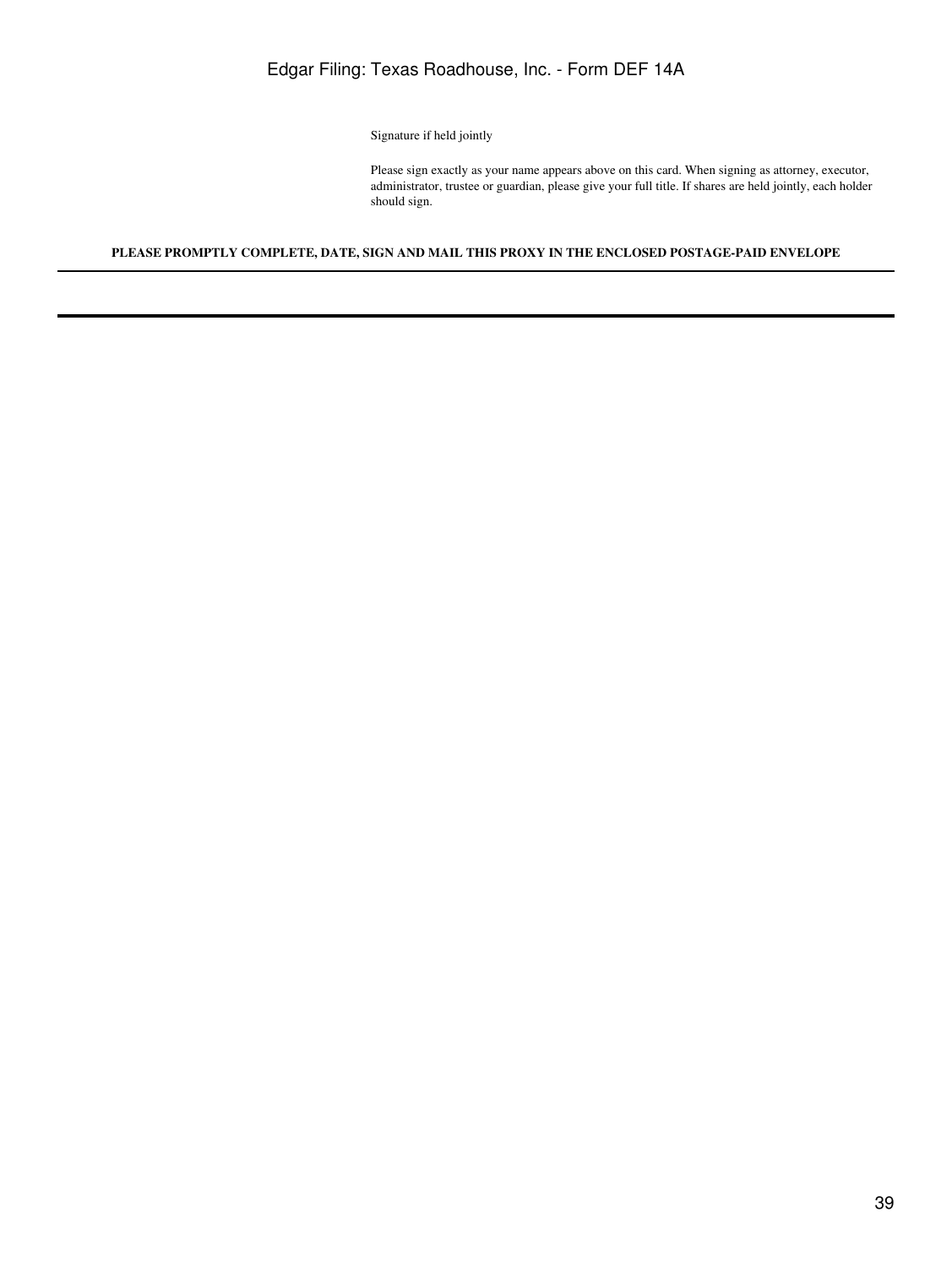Signature if held jointly

Please sign exactly as your name appears above on this card. When signing as attorney, executor, administrator, trustee or guardian, please give your full title. If shares are held jointly, each holder should sign.

**PLEASE PROMPTLY COMPLETE, DATE, SIGN AND MAIL THIS PROXY IN THE ENCLOSED POSTAGE-PAID ENVELOPE**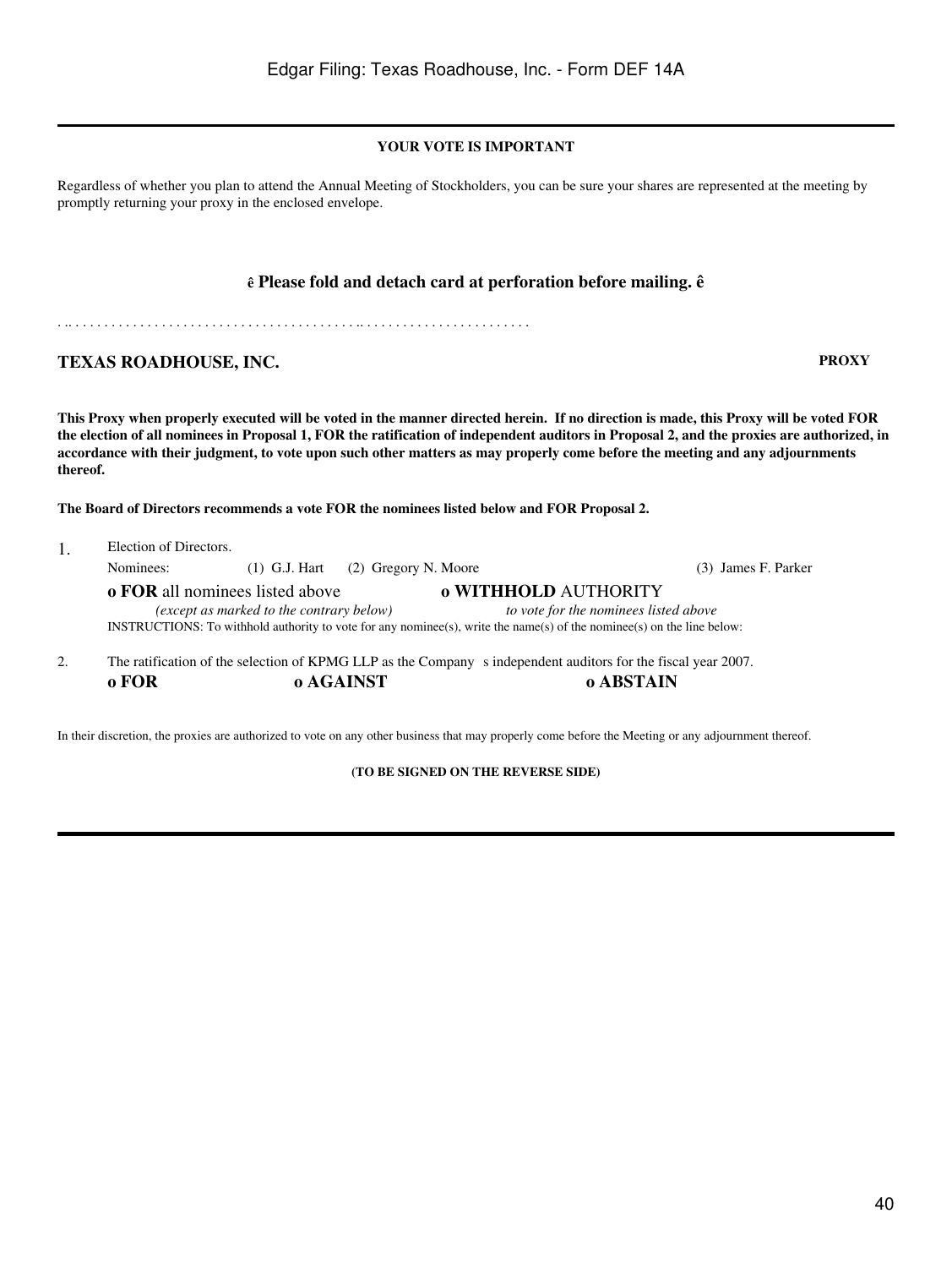**YOUR VOTE IS IMPORTANT**

Regardless of whether you plan to attend the Annual Meeting of Stockholders, you can be sure your shares are represented at the meeting by promptly returning your proxy in the enclosed envelope.

**ê Please fold and detach card at perforation before mailing. ê**

. .. . . . . . . . . . . . . . . . . . . . . . . . . . . . . . . . . . . . . . . .. . . . . . . . . . . . . . . . . . . . . . . .

**TEXAS ROADHOUSE, INC.** **PROXY**

**This Proxy when properly executed will be voted in the manner directed herein. If no direction is made, this Proxy will be voted FOR the election of all nominees in Proposal 1, FOR the ratification of independent auditors in Proposal 2, and the proxies are authorized, in accordance with their judgment, to vote upon such other matters as may properly come before the meeting and any adjournments thereof.**

**The Board of Directors recommends a vote FOR the nominees listed below and FOR Proposal 2.**

1. Election of Directors.

   Nominees: (1) G.J. Hart (2) Gregory N. Moore (3) James F. Parker

   **o FOR** all nominees listed above *(except as marked to the contrary below)*

   **o WITHHOLD** AUTHORITY *to vote for the nominees listed above*

   INSTRUCTIONS: To withhold authority to vote for any nominee(s), write the name(s) of the nominee(s) on the line below:

2. The ratification of the selection of KPMG LLP as the Company s independent auditors for the fiscal year 2007.

   **o FOR** **o AGAINST** **o ABSTAIN**

In their discretion, the proxies are authorized to vote on any other business that may properly come before the Meeting or any adjournment thereof.

**(TO BE SIGNED ON THE REVERSE SIDE)**